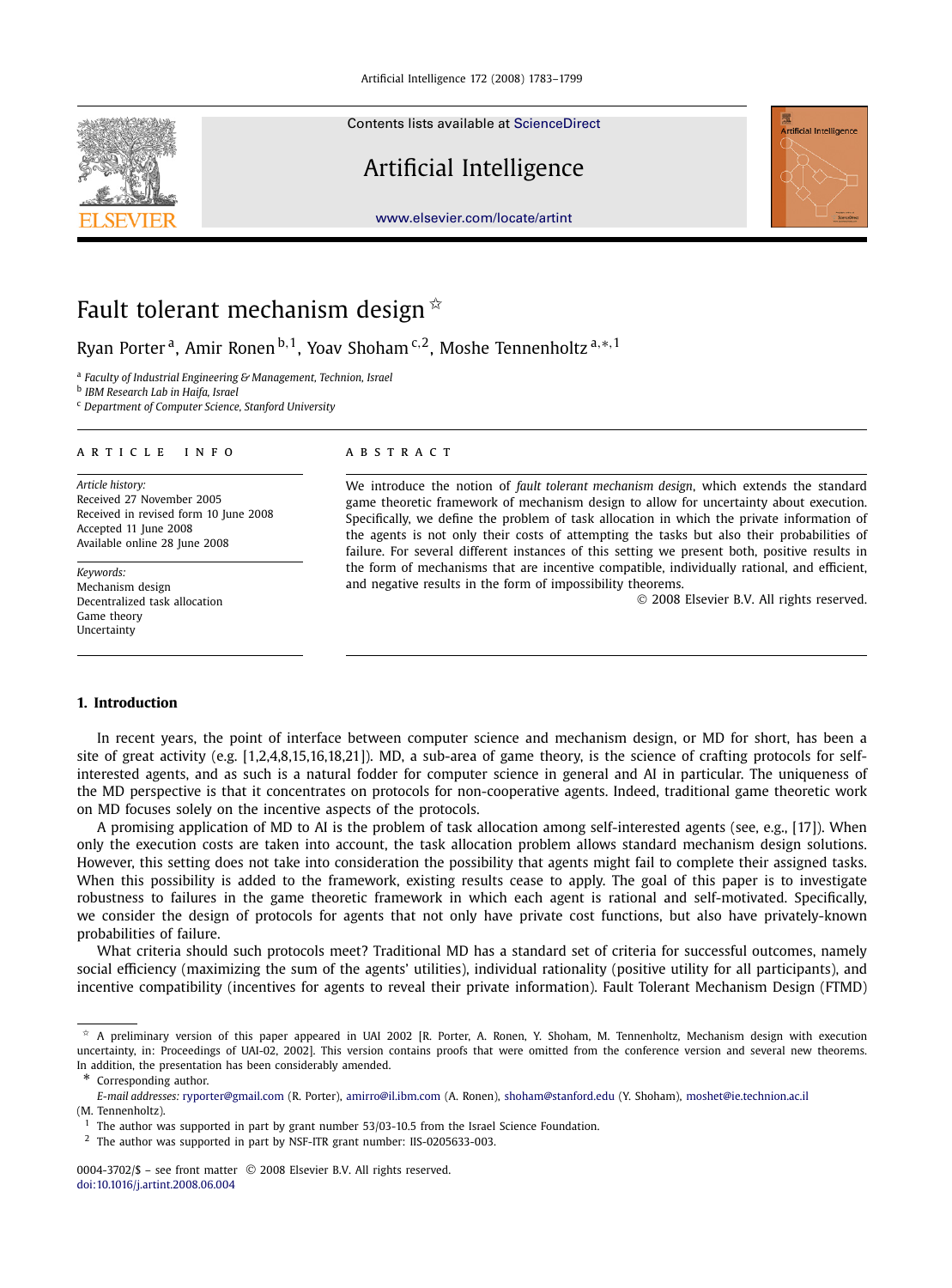# Fault tolerant mechanism design ☆

Ryan Porter [a], Amir Ronen [b,1], Yoav Shoham [c,2], Moshe Tennenholtz [a,*,1]

[a] *Faculty of Industrial Engineering & Management, Technion, Israel*
[b] *IBM Research Lab in Haifa, Israel*
[c] *Department of Computer Science, Stanford University*

**ARTICLE INFO**

*Article history:*
Received 27 November 2005
Received in revised form 10 June 2008
Accepted 11 June 2008
Available online 28 June 2008

*Keywords:*
Mechanism design
Decentralized task allocation
Game theory
Uncertainty

**ABSTRACT**

We introduce the notion of *fault tolerant mechanism design*, which extends the standard game theoretic framework of mechanism design to allow for uncertainty about execution. Specifically, we define the problem of task allocation in which the private information of the agents is not only their costs of attempting the tasks but also their probabilities of failure. For several different instances of this setting we present both, positive results in the form of mechanisms that are incentive compatible, individually rational, and efficient, and negative results in the form of impossibility theorems.

© 2008 Elsevier B.V. All rights reserved.

## 1. Introduction

In recent years, the point of interface between computer science and mechanism design, or MD for short, has been a site of great activity (e.g. [1,2,4,8,15,16,18,21]). MD, a sub-area of game theory, is the science of crafting protocols for self-interested agents, and as such is a natural fodder for computer science in general and AI in particular. The uniqueness of the MD perspective is that it concentrates on protocols for non-cooperative agents. Indeed, traditional game theoretic work on MD focuses solely on the incentive aspects of the protocols.

A promising application of MD to AI is the problem of task allocation among self-interested agents (see, e.g., [17]). When only the execution costs are taken into account, the task allocation problem allows standard mechanism design solutions. However, this setting does not take into consideration the possibility that agents might fail to complete their assigned tasks. When this possibility is added to the framework, existing results cease to apply. The goal of this paper is to investigate robustness to failures in the game theoretic framework in which each agent is rational and self-motivated. Specifically, we consider the design of protocols for agents that not only have private cost functions, but also have privately-known probabilities of failure.

What criteria should such protocols meet? Traditional MD has a standard set of criteria for successful outcomes, namely social efficiency (maximizing the sum of the agents' utilities), individual rationality (positive utility for all participants), and incentive compatibility (incentives for agents to reveal their private information). Fault Tolerant Mechanism Design (FTMD)

---

☆ A preliminary version of this paper appeared in UAI 2002 [R. Porter, A. Ronen, Y. Shoham, M. Tennenholtz, Mechanism design with execution uncertainty, in: Proceedings of UAI-02, 2002]. This version contains proofs that were omitted from the conference version and several new theorems. In addition, the presentation has been considerably amended.

\* Corresponding author.

*E-mail addresses:* ryporter@gmail.com (R. Porter), amirro@il.ibm.com (A. Ronen), shoham@stanford.edu (Y. Shoham), moshet@ie.technion.ac.il (M. Tennenholtz).

[1] The author was supported in part by grant number 53/03-10.5 from the Israel Science Foundation.

[2] The author was supported in part by NSF-ITR grant number: IIS-0205633-003.

0004-3702/$ – see front matter © 2008 Elsevier B.V. All rights reserved.
doi:10.1016/j.artint.2008.06.004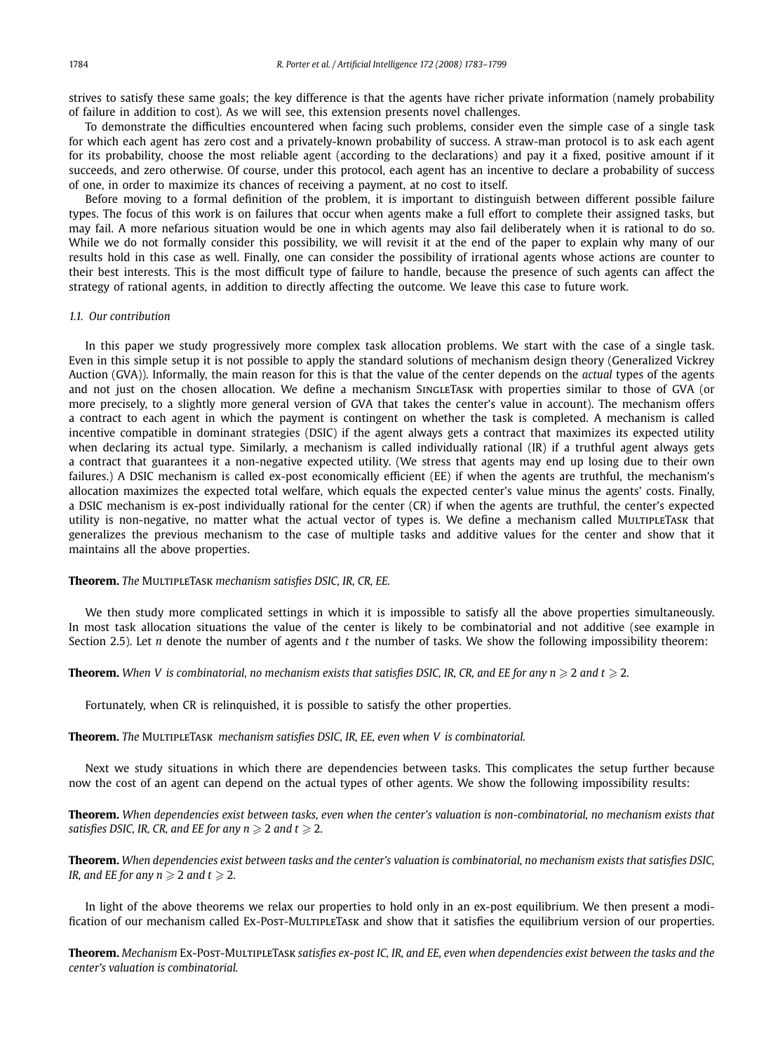strives to satisfy these same goals; the key difference is that the agents have richer private information (namely probability of failure in addition to cost). As we will see, this extension presents novel challenges.

To demonstrate the difficulties encountered when facing such problems, consider even the simple case of a single task for which each agent has zero cost and a privately-known probability of success. A straw-man protocol is to ask each agent for its probability, choose the most reliable agent (according to the declarations) and pay it a fixed, positive amount if it succeeds, and zero otherwise. Of course, under this protocol, each agent has an incentive to declare a probability of success of one, in order to maximize its chances of receiving a payment, at no cost to itself.

Before moving to a formal definition of the problem, it is important to distinguish between different possible failure types. The focus of this work is on failures that occur when agents make a full effort to complete their assigned tasks, but may fail. A more nefarious situation would be one in which agents may also fail deliberately when it is rational to do so. While we do not formally consider this possibility, we will revisit it at the end of the paper to explain why many of our results hold in this case as well. Finally, one can consider the possibility of irrational agents whose actions are counter to their best interests. This is the most difficult type of failure to handle, because the presence of such agents can affect the strategy of rational agents, in addition to directly affecting the outcome. We leave this case to future work.

### 1.1. Our contribution

In this paper we study progressively more complex task allocation problems. We start with the case of a single task. Even in this simple setup it is not possible to apply the standard solutions of mechanism design theory (Generalized Vickrey Auction (GVA)). Informally, the main reason for this is that the value of the center depends on the *actual* types of the agents and not just on the chosen allocation. We define a mechanism SingleTask with properties similar to those of GVA (or more precisely, to a slightly more general version of GVA that takes the center's value in account). The mechanism offers a contract to each agent in which the payment is contingent on whether the task is completed. A mechanism is called incentive compatible in dominant strategies (DSIC) if the agent always gets a contract that maximizes its expected utility when declaring its actual type. Similarly, a mechanism is called individually rational (IR) if a truthful agent always gets a contract that guarantees it a non-negative expected utility. (We stress that agents may end up losing due to their own failures.) A DSIC mechanism is called ex-post economically efficient (EE) if when the agents are truthful, the mechanism's allocation maximizes the expected total welfare, which equals the expected center's value minus the agents' costs. Finally, a DSIC mechanism is ex-post individually rational for the center (CR) if when the agents are truthful, the center's expected utility is non-negative, no matter what the actual vector of types is. We define a mechanism called MultipleTask that generalizes the previous mechanism to the case of multiple tasks and additive values for the center and show that it maintains all the above properties.

**Theorem.** *The* MultipleTask *mechanism satisfies DSIC, IR, CR, EE.*

We then study more complicated settings in which it is impossible to satisfy all the above properties simultaneously. In most task allocation situations the value of the center is likely to be combinatorial and not additive (see example in Section 2.5). Let $n$ denote the number of agents and $t$ the number of tasks. We show the following impossibility theorem:

**Theorem.** *When $V$ is combinatorial, no mechanism exists that satisfies DSIC, IR, CR, and EE for any $n \geqslant 2$ and $t \geqslant 2$.*

Fortunately, when CR is relinquished, it is possible to satisfy the other properties.

**Theorem.** *The* MultipleTask *mechanism satisfies DSIC, IR, EE, even when $V$ is combinatorial.*

Next we study situations in which there are dependencies between tasks. This complicates the setup further because now the cost of an agent can depend on the actual types of other agents. We show the following impossibility results:

**Theorem.** *When dependencies exist between tasks, even when the center's valuation is non-combinatorial, no mechanism exists that satisfies DSIC, IR, CR, and EE for any $n \geqslant 2$ and $t \geqslant 2$.*

**Theorem.** *When dependencies exist between tasks and the center's valuation is combinatorial, no mechanism exists that satisfies DSIC, IR, and EE for any $n \geqslant 2$ and $t \geqslant 2$.*

In light of the above theorems we relax our properties to hold only in an ex-post equilibrium. We then present a modification of our mechanism called Ex-Post-MultipleTask and show that it satisfies the equilibrium version of our properties.

**Theorem.** *Mechanism* Ex-Post-MultipleTask *satisfies ex-post IC, IR, and EE, even when dependencies exist between the tasks and the center's valuation is combinatorial.*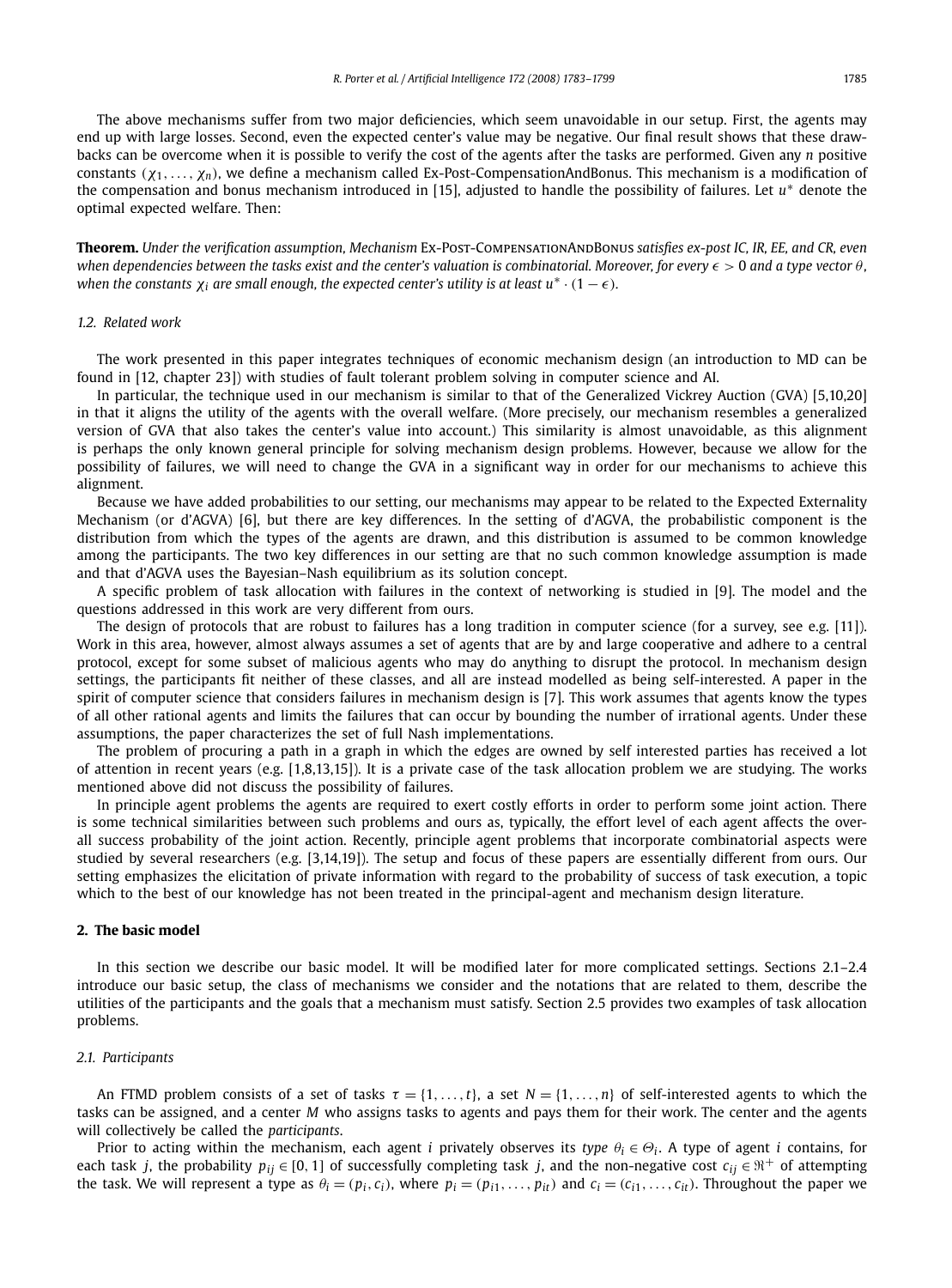The above mechanisms suffer from two major deficiencies, which seem unavoidable in our setup. First, the agents may end up with large losses. Second, even the expected center's value may be negative. Our final result shows that these drawbacks can be overcome when it is possible to verify the cost of the agents after the tasks are performed. Given any $n$ positive constants $(\chi_1, \ldots, \chi_n)$, we define a mechanism called Ex-Post-CompensationAndBonus. This mechanism is a modification of the compensation and bonus mechanism introduced in [15], adjusted to handle the possibility of failures. Let $u^*$ denote the optimal expected welfare. Then:

**Theorem.** *Under the verification assumption, Mechanism* Ex-Post-CompensationAndBonus *satisfies ex-post IC, IR, EE, and CR, even when dependencies between the tasks exist and the center's valuation is combinatorial. Moreover, for every $\epsilon > 0$ and a type vector $\theta$, when the constants $\chi_i$ are small enough, the expected center's utility is at least $u^* \cdot (1 - \epsilon)$.*

### 1.2. Related work

The work presented in this paper integrates techniques of economic mechanism design (an introduction to MD can be found in [12, chapter 23]) with studies of fault tolerant problem solving in computer science and AI.

In particular, the technique used in our mechanism is similar to that of the Generalized Vickrey Auction (GVA) [5,10,20] in that it aligns the utility of the agents with the overall welfare. (More precisely, our mechanism resembles a generalized version of GVA that also takes the center's value into account.) This similarity is almost unavoidable, as this alignment is perhaps the only known general principle for solving mechanism design problems. However, because we allow for the possibility of failures, we will need to change the GVA in a significant way in order for our mechanisms to achieve this alignment.

Because we have added probabilities to our setting, our mechanisms may appear to be related to the Expected Externality Mechanism (or d'AGVA) [6], but there are key differences. In the setting of d'AGVA, the probabilistic component is the distribution from which the types of the agents are drawn, and this distribution is assumed to be common knowledge among the participants. The two key differences in our setting are that no such common knowledge assumption is made and that d'AGVA uses the Bayesian–Nash equilibrium as its solution concept.

A specific problem of task allocation with failures in the context of networking is studied in [9]. The model and the questions addressed in this work are very different from ours.

The design of protocols that are robust to failures has a long tradition in computer science (for a survey, see e.g. [11]). Work in this area, however, almost always assumes a set of agents that are by and large cooperative and adhere to a central protocol, except for some subset of malicious agents who may do anything to disrupt the protocol. In mechanism design settings, the participants fit neither of these classes, and all are instead modelled as being self-interested. A paper in the spirit of computer science that considers failures in mechanism design is [7]. This work assumes that agents know the types of all other rational agents and limits the failures that can occur by bounding the number of irrational agents. Under these assumptions, the paper characterizes the set of full Nash implementations.

The problem of procuring a path in a graph in which the edges are owned by self interested parties has received a lot of attention in recent years (e.g. [1,8,13,15]). It is a private case of the task allocation problem we are studying. The works mentioned above did not discuss the possibility of failures.

In principle agent problems the agents are required to exert costly efforts in order to perform some joint action. There is some technical similarities between such problems and ours as, typically, the effort level of each agent affects the overall success probability of the joint action. Recently, principle agent problems that incorporate combinatorial aspects were studied by several researchers (e.g. [3,14,19]). The setup and focus of these papers are essentially different from ours. Our setting emphasizes the elicitation of private information with regard to the probability of success of task execution, a topic which to the best of our knowledge has not been treated in the principal-agent and mechanism design literature.

## 2. The basic model

In this section we describe our basic model. It will be modified later for more complicated settings. Sections 2.1–2.4 introduce our basic setup, the class of mechanisms we consider and the notations that are related to them, describe the utilities of the participants and the goals that a mechanism must satisfy. Section 2.5 provides two examples of task allocation problems.

### 2.1. Participants

An FTMD problem consists of a set of tasks $\tau = \{1, \ldots, t\}$, a set $N = \{1, \ldots, n\}$ of self-interested agents to which the tasks can be assigned, and a center $M$ who assigns tasks to agents and pays them for their work. The center and the agents will collectively be called the *participants*.

Prior to acting within the mechanism, each agent $i$ privately observes its *type* $\theta_i \in \Theta_i$. A type of agent $i$ contains, for each task $j$, the probability $p_{ij} \in [0, 1]$ of successfully completing task $j$, and the non-negative cost $c_{ij} \in \Re^+$ of attempting the task. We will represent a type as $\theta_i = (p_i, c_i)$, where $p_i = (p_{i1}, \ldots, p_{it})$ and $c_i = (c_{i1}, \ldots, c_{it})$. Throughout the paper we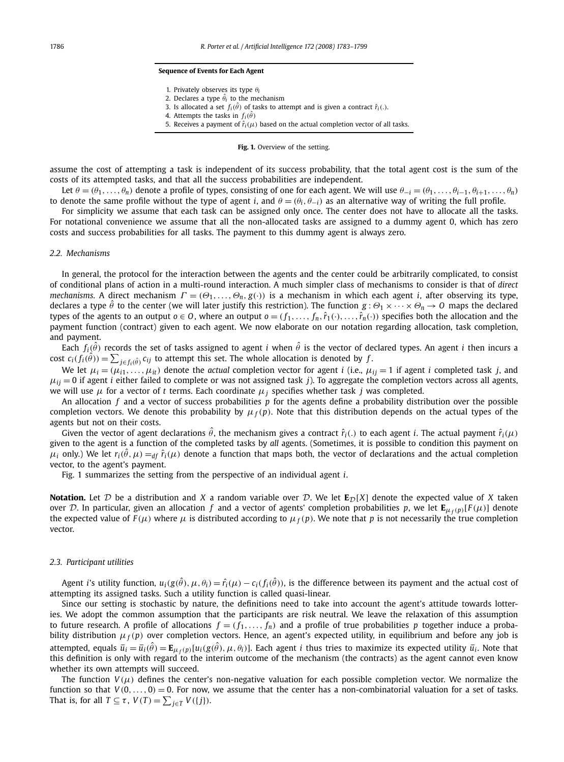**Sequence of Events for Each Agent**

1. Privately observes its type $\theta_i$
2. Declares a type $\hat{\theta}_i$ to the mechanism
3. Is allocated a set $f_i(\hat{\theta})$ of tasks to attempt and is given a contract $\hat{r}_i(.)$.
4. Attempts the tasks in $f_i(\hat{\theta})$
5. Receives a payment of $\hat{r}_i(\mu)$ based on the actual completion vector of all tasks.

**Fig. 1.** Overview of the setting.

assume the cost of attempting a task is independent of its success probability, that the total agent cost is the sum of the costs of its attempted tasks, and that all the success probabilities are independent.

Let $\theta = (\theta_1, \ldots, \theta_n)$ denote a profile of types, consisting of one for each agent. We will use $\theta_{-i} = (\theta_1, \ldots, \theta_{i-1}, \theta_{i+1}, \ldots, \theta_n)$ to denote the same profile without the type of agent $i$, and $\theta = (\theta_i, \theta_{-i})$ as an alternative way of writing the full profile.

For simplicity we assume that each task can be assigned only once. The center does not have to allocate all the tasks. For notational convenience we assume that all the non-allocated tasks are assigned to a dummy agent 0, which has zero costs and success probabilities for all tasks. The payment to this dummy agent is always zero.

### 2.2. Mechanisms

In general, the protocol for the interaction between the agents and the center could be arbitrarily complicated, to consist of conditional plans of action in a multi-round interaction. A much simpler class of mechanisms to consider is that of *direct mechanisms*. A direct mechanism $\Gamma = (\Theta_1, \ldots, \Theta_n, g(\cdot))$ is a mechanism in which each agent $i$, after observing its type, declares a type $\hat{\theta}$ to the center (we will later justify this restriction). The function $g : \Theta_1 \times \cdots \times \Theta_n \to O$ maps the declared types of the agents to an output $o \in O$, where an output $o = (f_1, \ldots, f_n, \hat{r}_1(\cdot), \ldots, \hat{r}_n(\cdot))$ specifies both the allocation and the payment function (contract) given to each agent. We now elaborate on our notation regarding allocation, task completion, and payment.

Each $f_i(\hat{\theta})$ records the set of tasks assigned to agent $i$ when $\hat{\theta}$ is the vector of declared types. An agent $i$ then incurs a cost $c_i(f_i(\hat{\theta})) = \sum_{j \in f_i(\hat{\theta})} c_{ij}$ to attempt this set. The whole allocation is denoted by $f$.

We let $\mu_i = (\mu_{i1}, \ldots, \mu_{it})$ denote the *actual* completion vector for agent $i$ (i.e., $\mu_{ij} = 1$ if agent $i$ completed task $j$, and $\mu_{ij} = 0$ if agent $i$ either failed to complete or was not assigned task $j$). To aggregate the completion vectors across all agents, we will use $\mu$ for a vector of $t$ terms. Each coordinate $\mu_j$ specifies whether task $j$ was completed.

An allocation $f$ and a vector of success probabilities $p$ for the agents define a probability distribution over the possible completion vectors. We denote this probability by $\mu_f(p)$. Note that this distribution depends on the actual types of the agents but not on their costs.

Given the vector of agent declarations $\hat{\theta}$, the mechanism gives a contract $\hat{r}_i(.)$ to each agent $i$. The actual payment $\hat{r}_i(\mu)$ given to the agent is a function of the completed tasks by *all* agents. (Sometimes, it is possible to condition this payment on $\mu_i$ only.) We let $r_i(\hat{\theta}, \mu) =_{df} \hat{r}_i(\mu)$ denote a function that maps both, the vector of declarations and the actual completion vector, to the agent's payment.

Fig. 1 summarizes the setting from the perspective of an individual agent $i$.

**Notation.** Let $\mathcal{D}$ be a distribution and $X$ a random variable over $\mathcal{D}$. We let $\mathbf{E}_{\mathcal{D}}[X]$ denote the expected value of $X$ taken over $\mathcal{D}$. In particular, given an allocation $f$ and a vector of agents' completion probabilities $p$, we let $\mathbf{E}_{\mu_f(p)}[F(\mu)]$ denote the expected value of $F(\mu)$ where $\mu$ is distributed according to $\mu_f(p)$. We note that $p$ is not necessarily the true completion vector.

### 2.3. Participant utilities

Agent $i$'s utility function, $u_i(g(\hat{\theta}), \mu, \theta_i) = \hat{r}_i(\mu) - c_i(f_i(\hat{\theta}))$, is the difference between its payment and the actual cost of attempting its assigned tasks. Such a utility function is called quasi-linear.

Since our setting is stochastic by nature, the definitions need to take into account the agent's attitude towards lotteries. We adopt the common assumption that the participants are risk neutral. We leave the relaxation of this assumption to future research. A profile of allocations $f = (f_1, \ldots, f_n)$ and a profile of true probabilities $p$ together induce a probability distribution $\mu_f(p)$ over completion vectors. Hence, an agent's expected utility, in equilibrium and before any job is attempted, equals $\bar{u}_i = \bar{u}_i(\hat{\theta}) = \mathbf{E}_{\mu_f(p)}[u_i(g(\hat{\theta}), \mu, \theta_i)]$. Each agent $i$ thus tries to maximize its expected utility $\bar{u}_i$. Note that this definition is only with regard to the interim outcome of the mechanism (the contracts) as the agent cannot even know whether its own attempts will succeed.

The function $V(\mu)$ defines the center's non-negative valuation for each possible completion vector. We normalize the function so that $V(0, \ldots, 0) = 0$. For now, we assume that the center has a non-combinatorial valuation for a set of tasks. That is, for all $T \subseteq \tau$, $V(T) = \sum_{j \in T} V(\{j\})$.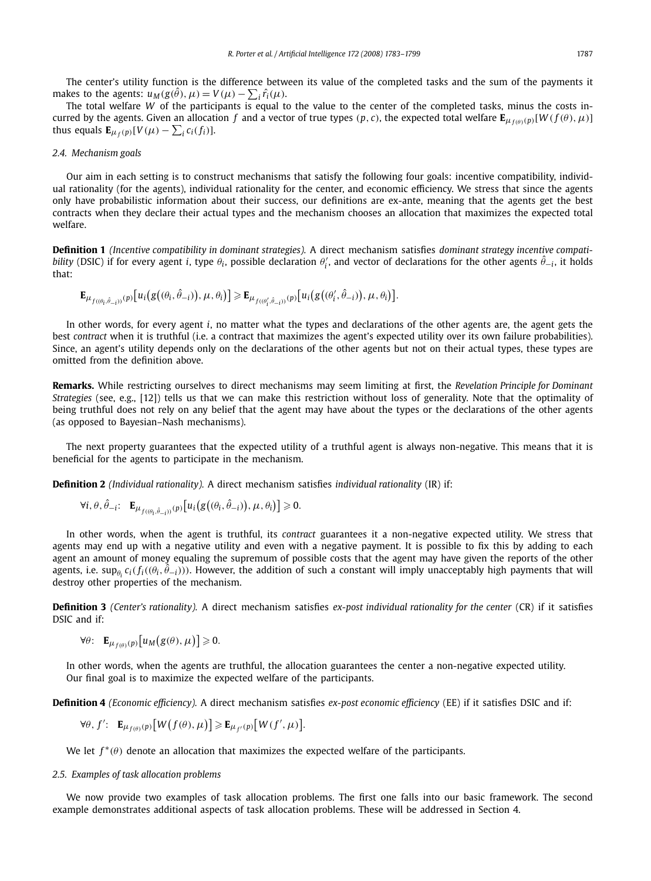The center's utility function is the difference between its value of the completed tasks and the sum of the payments it makes to the agents: $u_M(g(\hat{\theta}), \mu) = V(\mu) - \sum_i \hat{r}_i(\mu)$.

The total welfare $W$ of the participants is equal to the value to the center of the completed tasks, minus the costs incurred by the agents. Given an allocation $f$ and a vector of true types $(p, c)$, the expected total welfare $\mathbf{E}_{\mu_{f(\theta)}(p)}[W(f(\theta), \mu)]$ thus equals $\mathbf{E}_{\mu_f(p)}[V(\mu) - \sum_i c_i(f_i)]$.

### 2.4. Mechanism goals

Our aim in each setting is to construct mechanisms that satisfy the following four goals: incentive compatibility, individual rationality (for the agents), individual rationality for the center, and economic efficiency. We stress that since the agents only have probabilistic information about their success, our definitions are ex-ante, meaning that the agents get the best contracts when they declare their actual types and the mechanism chooses an allocation that maximizes the expected total welfare.

**Definition 1** *(Incentive compatibility in dominant strategies).* A direct mechanism satisfies *dominant strategy incentive compatibility* (DSIC) if for every agent $i$, type $\theta_i$, possible declaration $\theta_i'$, and vector of declarations for the other agents $\hat{\theta}_{-i}$, it holds that:

$$\mathbf{E}_{\mu_{f((\theta_i,\hat{\theta}_{-i}))}(p)}\big[u_i\big(g\big((\theta_i, \hat{\theta}_{-i})\big), \mu, \theta_i\big)\big] \geqslant \mathbf{E}_{\mu_{f((\theta_i',\hat{\theta}_{-i}))}(p)}\big[u_i\big(g\big((\theta_i', \hat{\theta}_{-i})\big), \mu, \theta_i\big)\big].$$

In other words, for every agent $i$, no matter what the types and declarations of the other agents are, the agent gets the best *contract* when it is truthful (i.e. a contract that maximizes the agent's expected utility over its own failure probabilities). Since, an agent's utility depends only on the declarations of the other agents but not on their actual types, these types are omitted from the definition above.

**Remarks.** While restricting ourselves to direct mechanisms may seem limiting at first, the *Revelation Principle for Dominant Strategies* (see, e.g., [12]) tells us that we can make this restriction without loss of generality. Note that the optimality of being truthful does not rely on any belief that the agent may have about the types or the declarations of the other agents (as opposed to Bayesian–Nash mechanisms).

The next property guarantees that the expected utility of a truthful agent is always non-negative. This means that it is beneficial for the agents to participate in the mechanism.

**Definition 2** *(Individual rationality).* A direct mechanism satisfies *individual rationality* (IR) if:

$$\forall i, \theta, \hat{\theta}_{-i}: \quad \mathbf{E}_{\mu_{f((\theta_i,\hat{\theta}_{-i}))}(p)}\big[u_i\big(g\big((\theta_i, \hat{\theta}_{-i})\big), \mu, \theta_i\big)\big] \geqslant 0.$$

In other words, when the agent is truthful, its *contract* guarantees it a non-negative expected utility. We stress that agents may end up with a negative utility and even with a negative payment. It is possible to fix this by adding to each agent an amount of money equaling the supremum of possible costs that the agent may have given the reports of the other agents, i.e. $\sup_{\theta_i} c_i(f_i((\theta_i, \hat{\theta}_{-i})))$. However, the addition of such a constant will imply unacceptably high payments that will destroy other properties of the mechanism.

**Definition 3** *(Center's rationality).* A direct mechanism satisfies *ex-post individual rationality for the center* (CR) if it satisfies DSIC and if:

$$\forall \theta: \quad \mathbf{E}_{\mu_{f(\theta)}(p)}\big[u_M\big(g(\theta), \mu\big)\big] \geqslant 0.$$

In other words, when the agents are truthful, the allocation guarantees the center a non-negative expected utility. Our final goal is to maximize the expected welfare of the participants.

**Definition 4** *(Economic efficiency).* A direct mechanism satisfies *ex-post economic efficiency* (EE) if it satisfies DSIC and if:

$$\forall \theta, f': \quad \mathbf{E}_{\mu_{f(\theta)}(p)}\big[W\big(f(\theta), \mu\big)\big] \geqslant \mathbf{E}_{\mu_{f'}(p)}\big[W(f', \mu)\big].$$

We let $f^*(\theta)$ denote an allocation that maximizes the expected welfare of the participants.

### 2.5. Examples of task allocation problems

We now provide two examples of task allocation problems. The first one falls into our basic framework. The second example demonstrates additional aspects of task allocation problems. These will be addressed in Section 4.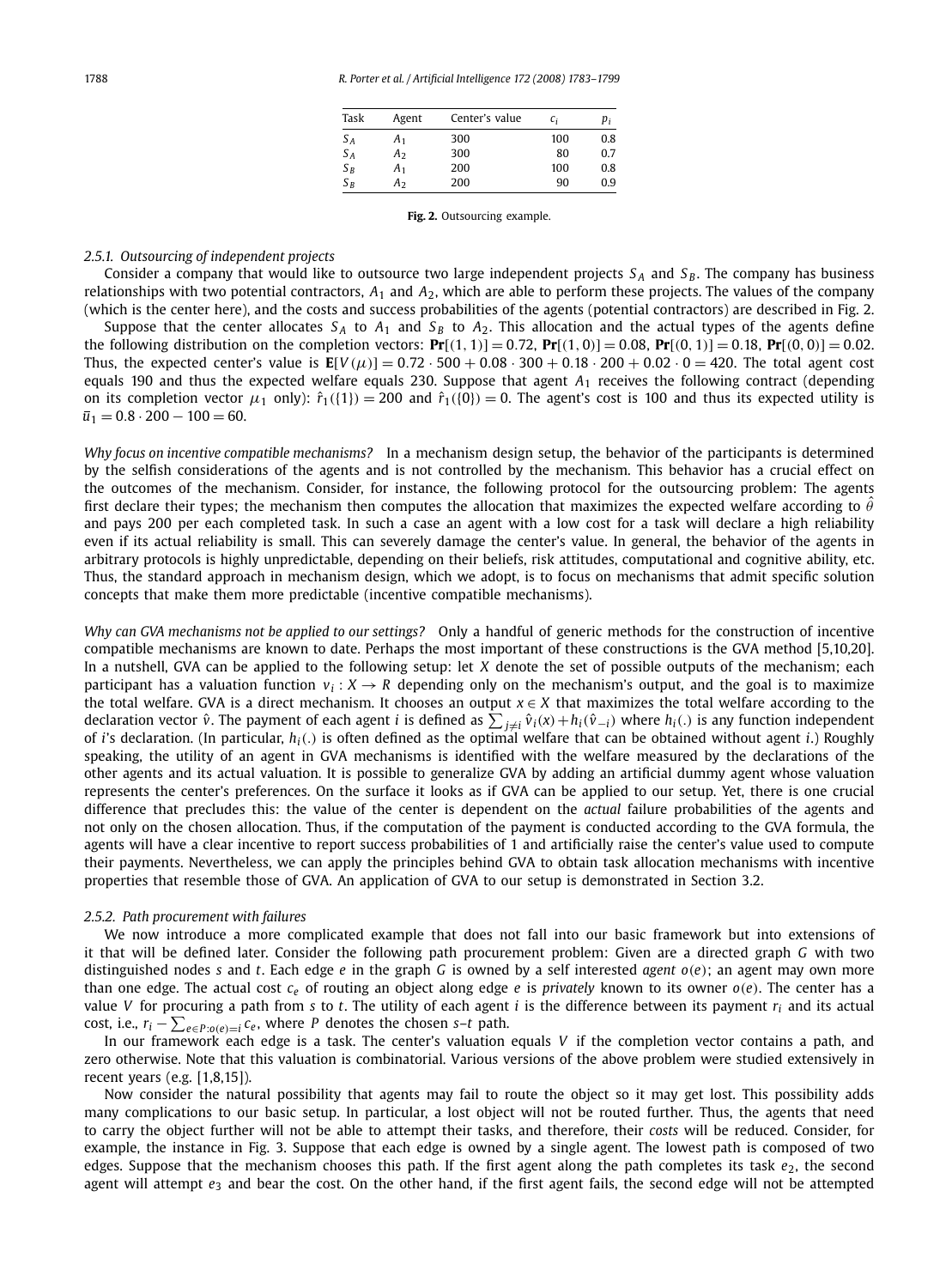| Task | Agent | Center's value | $c_i$ | $p_i$ |
|---|---|---|---|---|
| $S_A$ | $A_1$ | 300 | 100 | 0.8 |
| $S_A$ | $A_2$ | 300 | 80 | 0.7 |
| $S_B$ | $A_1$ | 200 | 100 | 0.8 |
| $S_B$ | $A_2$ | 200 | 90 | 0.9 |

**Fig. 2.** Outsourcing example.

### 2.5.1. Outsourcing of independent projects

Consider a company that would like to outsource two large independent projects $S_A$ and $S_B$. The company has business relationships with two potential contractors, $A_1$ and $A_2$, which are able to perform these projects. The values of the company (which is the center here), and the costs and success probabilities of the agents (potential contractors) are described in Fig. 2.

Suppose that the center allocates $S_A$ to $A_1$ and $S_B$ to $A_2$. This allocation and the actual types of the agents define the following distribution on the completion vectors: $\mathbf{Pr}[(1,1)] = 0.72$, $\mathbf{Pr}[(1,0)] = 0.08$, $\mathbf{Pr}[(0,1)] = 0.18$, $\mathbf{Pr}[(0,0)] = 0.02$. Thus, the expected center's value is $\mathbf{E}[V(\mu)] = 0.72 \cdot 500 + 0.08 \cdot 300 + 0.18 \cdot 200 + 0.02 \cdot 0 = 420$. The total agent cost equals 190 and thus the expected welfare equals 230. Suppose that agent $A_1$ receives the following contract (depending on its completion vector $\mu_1$ only): $\hat{r}_1(\{1\}) = 200$ and $\hat{r}_1(\{0\}) = 0$. The agent's cost is 100 and thus its expected utility is $\bar{u}_1 = 0.8 \cdot 200 - 100 = 60$.

*Why focus on incentive compatible mechanisms?* In a mechanism design setup, the behavior of the participants is determined by the selfish considerations of the agents and is not controlled by the mechanism. This behavior has a crucial effect on the outcomes of the mechanism. Consider, for instance, the following protocol for the outsourcing problem: The agents first declare their types; the mechanism then computes the allocation that maximizes the expected welfare according to $\hat{\theta}$ and pays 200 per each completed task. In such a case an agent with a low cost for a task will declare a high reliability even if its actual reliability is small. This can severely damage the center's value. In general, the behavior of the agents in arbitrary protocols is highly unpredictable, depending on their beliefs, risk attitudes, computational and cognitive ability, etc. Thus, the standard approach in mechanism design, which we adopt, is to focus on mechanisms that admit specific solution concepts that make them more predictable (incentive compatible mechanisms).

*Why can GVA mechanisms not be applied to our settings?* Only a handful of generic methods for the construction of incentive compatible mechanisms are known to date. Perhaps the most important of these constructions is the GVA method [5,10,20]. In a nutshell, GVA can be applied to the following setup: let $X$ denote the set of possible outputs of the mechanism; each participant has a valuation function $v_i : X \to R$ depending only on the mechanism's output, and the goal is to maximize the total welfare. GVA is a direct mechanism. It chooses an output $x \in X$ that maximizes the total welfare according to the declaration vector $\hat{v}$. The payment of each agent $i$ is defined as $\sum_{j \neq i} \hat{v}_i(x) + h_i(\hat{v}_{-i})$ where $h_i(.)$ is any function independent of $i$'s declaration. (In particular, $h_i(.)$ is often defined as the optimal welfare that can be obtained without agent $i$.) Roughly speaking, the utility of an agent in GVA mechanisms is identified with the welfare measured by the declarations of the other agents and its actual valuation. It is possible to generalize GVA by adding an artificial dummy agent whose valuation represents the center's preferences. On the surface it looks as if GVA can be applied to our setup. Yet, there is one crucial difference that precludes this: the value of the center is dependent on the *actual* failure probabilities of the agents and not only on the chosen allocation. Thus, if the computation of the payment is conducted according to the GVA formula, the agents will have a clear incentive to report success probabilities of 1 and artificially raise the center's value used to compute their payments. Nevertheless, we can apply the principles behind GVA to obtain task allocation mechanisms with incentive properties that resemble those of GVA. An application of GVA to our setup is demonstrated in Section 3.2.

### 2.5.2. Path procurement with failures

We now introduce a more complicated example that does not fall into our basic framework but into extensions of it that will be defined later. Consider the following path procurement problem: Given are a directed graph $G$ with two distinguished nodes $s$ and $t$. Each edge $e$ in the graph $G$ is owned by a self interested *agent* $o(e)$; an agent may own more than one edge. The actual cost $c_e$ of routing an object along edge $e$ is *privately* known to its owner $o(e)$. The center has a value $V$ for procuring a path from $s$ to $t$. The utility of each agent $i$ is the difference between its payment $r_i$ and its actual cost, i.e., $r_i - \sum_{e \in P: o(e)=i} c_e$, where $P$ denotes the chosen $s$–$t$ path.

In our framework each edge is a task. The center's valuation equals $V$ if the completion vector contains a path, and zero otherwise. Note that this valuation is combinatorial. Various versions of the above problem were studied extensively in recent years (e.g. [1,8,15]).

Now consider the natural possibility that agents may fail to route the object so it may get lost. This possibility adds many complications to our basic setup. In particular, a lost object will not be routed further. Thus, the agents that need to carry the object further will not be able to attempt their tasks, and therefore, their *costs* will be reduced. Consider, for example, the instance in Fig. 3. Suppose that each edge is owned by a single agent. The lowest path is composed of two edges. Suppose that the mechanism chooses this path. If the first agent along the path completes its task $e_2$, the second agent will attempt $e_3$ and bear the cost. On the other hand, if the first agent fails, the second edge will not be attempted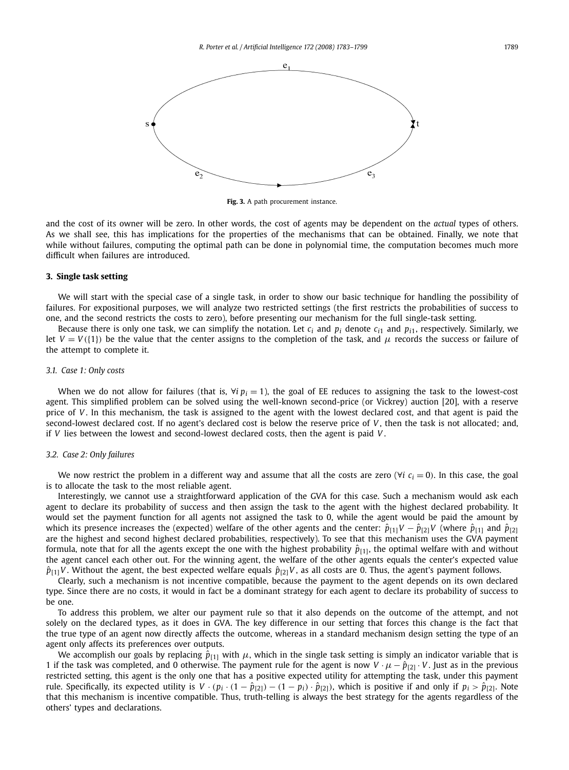e1

s

t

e2

e3

**Fig. 3.** A path procurement instance.

and the cost of its owner will be zero. In other words, the cost of agents may be dependent on the *actual* types of others. As we shall see, this has implications for the properties of the mechanisms that can be obtained. Finally, we note that while without failures, computing the optimal path can be done in polynomial time, the computation becomes much more difficult when failures are introduced.

## 3. Single task setting

We will start with the special case of a single task, in order to show our basic technique for handling the possibility of failures. For expositional purposes, we will analyze two restricted settings (the first restricts the probabilities of success to one, and the second restricts the costs to zero), before presenting our mechanism for the full single-task setting.

Because there is only one task, we can simplify the notation. Let $c_i$ and $p_i$ denote $c_{i1}$ and $p_{i1}$, respectively. Similarly, we let $V = V(\{1\})$ be the value that the center assigns to the completion of the task, and $\mu$ records the success or failure of the attempt to complete it.

### 3.1. Case 1: Only costs

When we do not allow for failures (that is, $\forall i\, p_i = 1$), the goal of EE reduces to assigning the task to the lowest-cost agent. This simplified problem can be solved using the well-known second-price (or Vickrey) auction [20], with a reserve price of $V$. In this mechanism, the task is assigned to the agent with the lowest declared cost, and that agent is paid the second-lowest declared cost. If no agent's declared cost is below the reserve price of $V$, then the task is not allocated; and, if $V$ lies between the lowest and second-lowest declared costs, then the agent is paid $V$.

### 3.2. Case 2: Only failures

We now restrict the problem in a different way and assume that all the costs are zero ($\forall i\; c_i = 0$). In this case, the goal is to allocate the task to the most reliable agent.

Interestingly, we cannot use a straightforward application of the GVA for this case. Such a mechanism would ask each agent to declare its probability of success and then assign the task to the agent with the highest declared probability. It would set the payment function for all agents not assigned the task to 0, while the agent would be paid the amount by which its presence increases the (expected) welfare of the other agents and the center: $\hat{p}_{[1]}V - \hat{p}_{[2]}V$ (where $\hat{p}_{[1]}$ and $\hat{p}_{[2]}$ are the highest and second highest declared probabilities, respectively). To see that this mechanism uses the GVA payment formula, note that for all the agents except the one with the highest probability $\hat{p}_{[1]}$, the optimal welfare with and without the agent cancel each other out. For the winning agent, the welfare of the other agents equals the center's expected value $\hat{p}_{[1]}V$. Without the agent, the best expected welfare equals $\hat{p}_{[2]}V$, as all costs are 0. Thus, the agent's payment follows.

Clearly, such a mechanism is not incentive compatible, because the payment to the agent depends on its own declared type. Since there are no costs, it would in fact be a dominant strategy for each agent to declare its probability of success to be one.

To address this problem, we alter our payment rule so that it also depends on the outcome of the attempt, and not solely on the declared types, as it does in GVA. The key difference in our setting that forces this change is the fact that the true type of an agent now directly affects the outcome, whereas in a standard mechanism design setting the type of an agent only affects its preferences over outputs.

We accomplish our goals by replacing $\hat{p}_{[1]}$ with $\mu$, which in the single task setting is simply an indicator variable that is 1 if the task was completed, and 0 otherwise. The payment rule for the agent is now $V \cdot \mu - \hat{p}_{[2]} \cdot V$. Just as in the previous restricted setting, this agent is the only one that has a positive expected utility for attempting the task, under this payment rule. Specifically, its expected utility is $V \cdot (p_i \cdot (1 - \hat{p}_{[2]}) - (1 - p_i) \cdot \hat{p}_{[2]})$, which is positive if and only if $p_i > \hat{p}_{[2]}$. Note that this mechanism is incentive compatible. Thus, truth-telling is always the best strategy for the agents regardless of the others' types and declarations.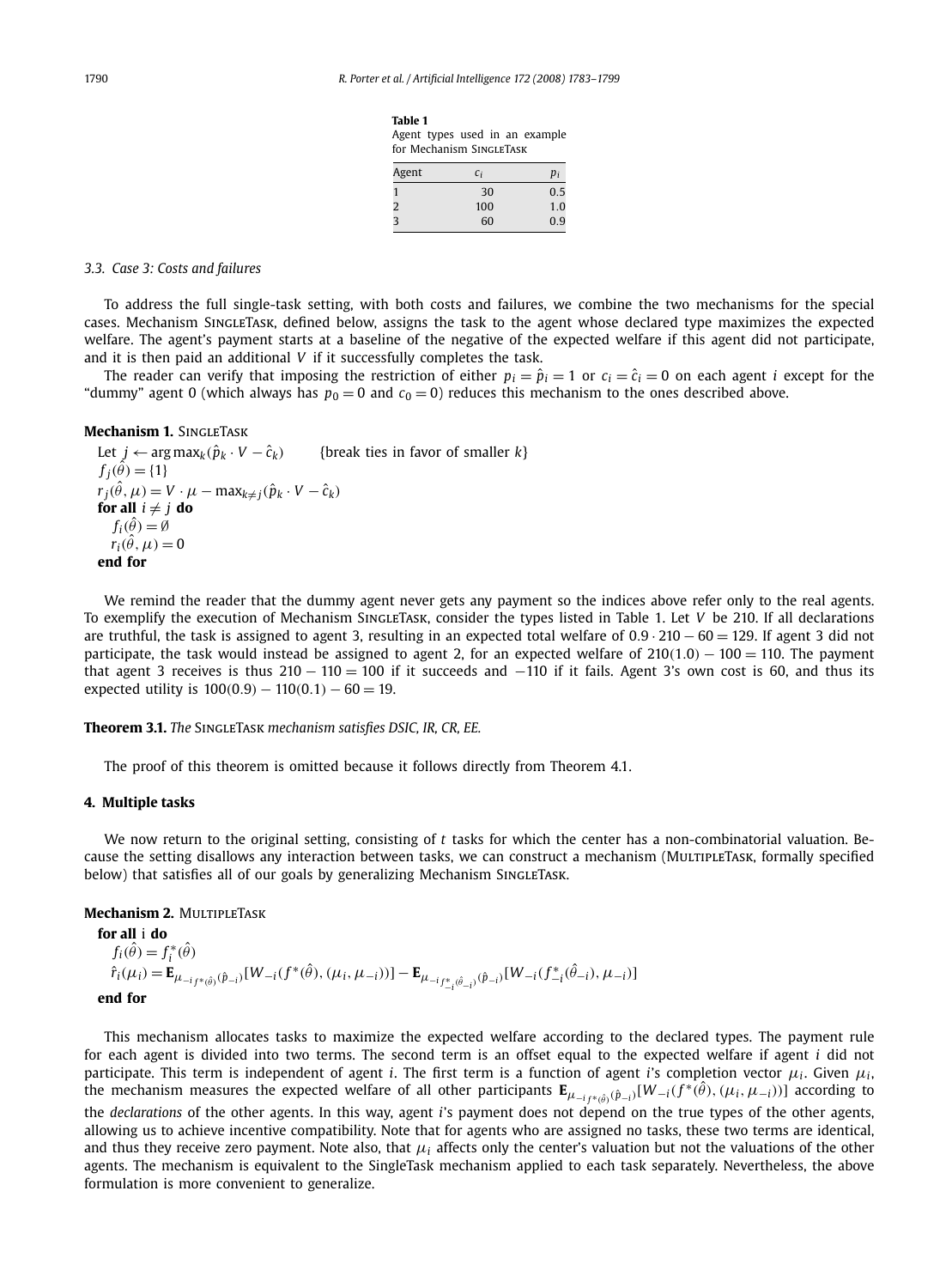**Table 1**
Agent types used in an example for Mechanism SingleTask

| Agent | $c_i$ | $p_i$ |
|---|---|---|
| 1 | 30 | 0.5 |
| 2 | 100 | 1.0 |
| 3 | 60 | 0.9 |

### 3.3. Case 3: Costs and failures

To address the full single-task setting, with both costs and failures, we combine the two mechanisms for the special cases. Mechanism SingleTask, defined below, assigns the task to the agent whose declared type maximizes the expected welfare. The agent's payment starts at a baseline of the negative of the expected welfare if this agent did not participate, and it is then paid an additional $V$ if it successfully completes the task.

The reader can verify that imposing the restriction of either $p_i = \hat{p}_i = 1$ or $c_i = \hat{c}_i = 0$ on each agent $i$ except for the "dummy" agent 0 (which always has $p_0 = 0$ and $c_0 = 0$) reduces this mechanism to the ones described above.

**Mechanism 1.** SingleTask

Let $j \leftarrow \arg\max_k (\hat{p}_k \cdot V - \hat{c}_k)$ {break ties in favor of smaller $k$}
$f_j(\hat{\theta}) = \{1\}$
$r_j(\hat{\theta}, \mu) = V \cdot \mu - \max_{k \neq j}(\hat{p}_k \cdot V - \hat{c}_k)$
**for all** $i \neq j$ **do**
$f_i(\hat{\theta}) = \emptyset$
$r_i(\hat{\theta}, \mu) = 0$
**end for**

We remind the reader that the dummy agent never gets any payment so the indices above refer only to the real agents. To exemplify the execution of Mechanism SingleTask, consider the types listed in Table 1. Let $V$ be 210. If all declarations are truthful, the task is assigned to agent 3, resulting in an expected total welfare of $0.9 \cdot 210 - 60 = 129$. If agent 3 did not participate, the task would instead be assigned to agent 2, for an expected welfare of $210(1.0) - 100 = 110$. The payment that agent 3 receives is thus $210 - 110 = 100$ if it succeeds and $-110$ if it fails. Agent 3's own cost is 60, and thus its expected utility is $100(0.9) - 110(0.1) - 60 = 19$.

**Theorem 3.1.** *The* SingleTask *mechanism satisfies DSIC, IR, CR, EE.*

The proof of this theorem is omitted because it follows directly from Theorem 4.1.

## 4. Multiple tasks

We now return to the original setting, consisting of $t$ tasks for which the center has a non-combinatorial valuation. Because the setting disallows any interaction between tasks, we can construct a mechanism (MultipleTask, formally specified below) that satisfies all of our goals by generalizing Mechanism SingleTask.

**Mechanism 2.** MultipleTask

**for all** i **do**
$f_i(\hat{\theta}) = f_i^*(\hat{\theta})$
$\hat{r}_i(\mu_i) = \mathbf{E}_{\mu_{-i\, f^*(\hat{\theta})}(\hat{p}_{-i})}[W_{-i}(f^*(\hat{\theta}), (\mu_i, \mu_{-i}))] - \mathbf{E}_{\mu_{-i\, f^*_{-i}(\hat{\theta}_{-i})}(\hat{p}_{-i})}[W_{-i}(f^*_{-i}(\hat{\theta}_{-i}), \mu_{-i})]$
**end for**

This mechanism allocates tasks to maximize the expected welfare according to the declared types. The payment rule for each agent is divided into two terms. The second term is an offset equal to the expected welfare if agent $i$ did not participate. This term is independent of agent $i$. The first term is a function of agent $i$'s completion vector $\mu_i$. Given $\mu_i$, the mechanism measures the expected welfare of all other participants $\mathbf{E}_{\mu_{-i\, f^*(\hat{\theta})}(\hat{p}_{-i})}[W_{-i}(f^*(\hat{\theta}), (\mu_i, \mu_{-i}))]$ according to the *declarations* of the other agents. In this way, agent $i$'s payment does not depend on the true types of the other agents, allowing us to achieve incentive compatibility. Note that for agents who are assigned no tasks, these two terms are identical, and thus they receive zero payment. Note also, that $\mu_i$ affects only the center's valuation but not the valuations of the other agents. The mechanism is equivalent to the SingleTask mechanism applied to each task separately. Nevertheless, the above formulation is more convenient to generalize.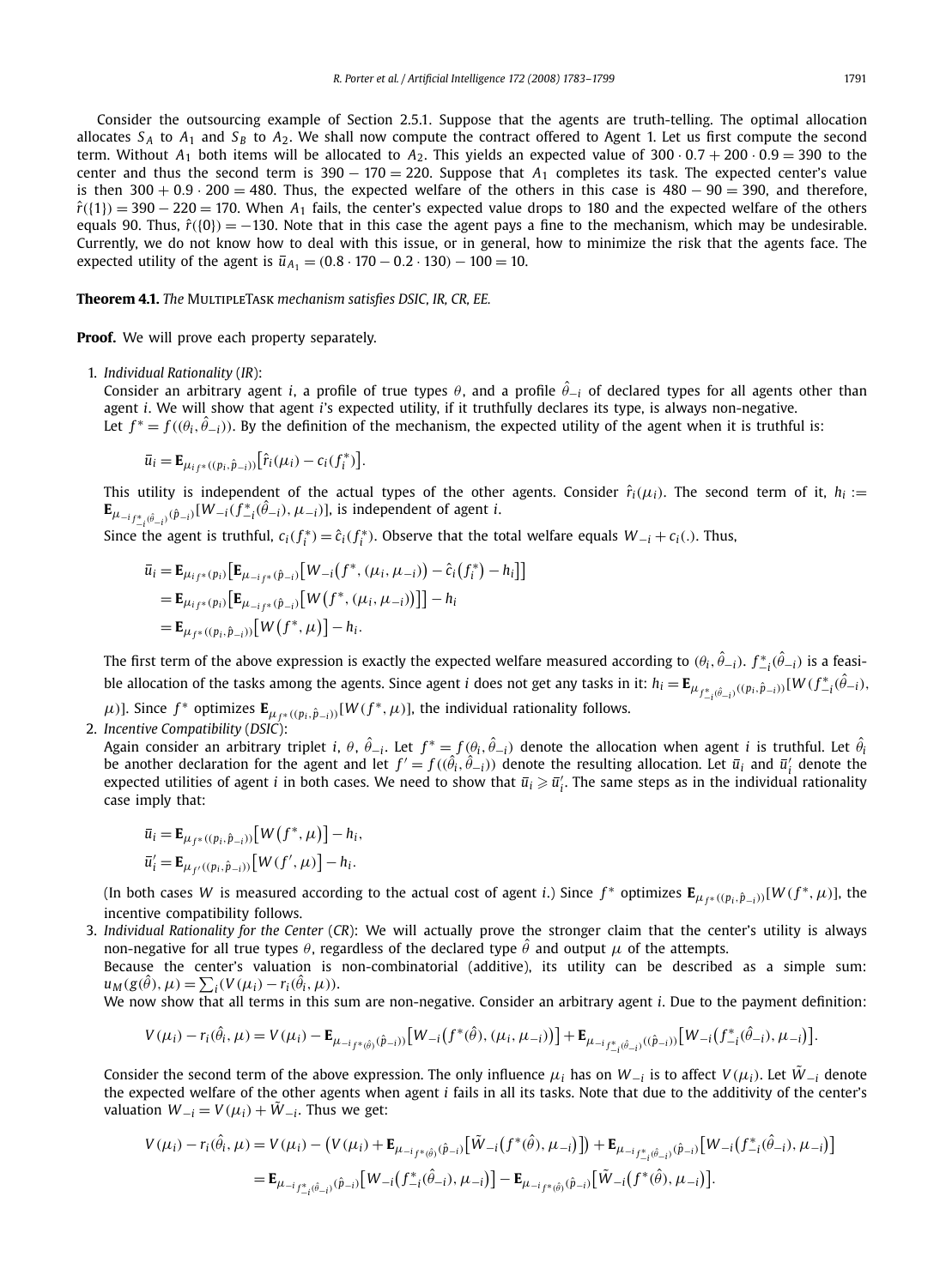Consider the outsourcing example of Section 2.5.1. Suppose that the agents are truth-telling. The optimal allocation allocates $S_A$ to $A_1$ and $S_B$ to $A_2$. We shall now compute the contract offered to Agent 1. Let us first compute the second term. Without $A_1$ both items will be allocated to $A_2$. This yields an expected value of $300 \cdot 0.7 + 200 \cdot 0.9 = 390$ to the center and thus the second term is $390 - 170 = 220$. Suppose that $A_1$ completes its task. The expected center's value is then $300 + 0.9 \cdot 200 = 480$. Thus, the expected welfare of the others in this case is $480 - 90 = 390$, and therefore, $\hat{r}(\{1\}) = 390 - 220 = 170$. When $A_1$ fails, the center's expected value drops to 180 and the expected welfare of the others equals 90. Thus, $\hat{r}(\{0\}) = -130$. Note that in this case the agent pays a fine to the mechanism, which may be undesirable. Currently, we do not know how to deal with this issue, or in general, how to minimize the risk that the agents face. The expected utility of the agent is $\bar{u}_{A_1} = (0.8 \cdot 170 - 0.2 \cdot 130) - 100 = 10$.

**Theorem 4.1.** *The* MultipleTask *mechanism satisfies DSIC, IR, CR, EE.*

**Proof.** We will prove each property separately.

1. *Individual Rationality (IR)*:
   Consider an arbitrary agent $i$, a profile of true types $\theta$, and a profile $\hat{\theta}_{-i}$ of declared types for all agents other than agent $i$. We will show that agent $i$'s expected utility, if it truthfully declares its type, is always non-negative.
   Let $f^* = f((\theta_i, \hat{\theta}_{-i}))$. By the definition of the mechanism, the expected utility of the agent when it is truthful is:

   $$\bar{u}_i = \mathbf{E}_{\mu_{i f^*((p_i, \hat{p}_{-i}))}}\big[\hat{r}_i(\mu_i) - c_i(f_i^*)\big].$$

   This utility is independent of the actual types of the other agents. Consider $\hat{r}_i(\mu_i)$. The second term of it, $h_i := \mathbf{E}_{\mu_{-i f^*_{-i}(\hat{\theta}_{-i})}(\hat{p}_{-i})}[W_{-i}(f^*_{-i}(\hat{\theta}_{-i}), \mu_{-i})]$, is independent of agent $i$.
   Since the agent is truthful, $c_i(f_i^*) = \hat{c}_i(f_i^*)$. Observe that the total welfare equals $W_{-i} + c_i(.)$. Thus,

   $$\begin{aligned}
   \bar{u}_i &= \mathbf{E}_{\mu_{i f^*}(p_i)}\big[\mathbf{E}_{\mu_{-i f^*}(\hat{p}_{-i})}\big[W_{-i}\big(f^*, (\mu_i, \mu_{-i})\big) - \hat{c}_i\big(f_i^*\big) - h_i\big]\big] \\
   &= \mathbf{E}_{\mu_{i f^*}(p_i)}\big[\mathbf{E}_{\mu_{-i f^*}(\hat{p}_{-i})}\big[W\big(f^*, (\mu_i, \mu_{-i})\big)\big]\big] - h_i \\
   &= \mathbf{E}_{\mu_{f^*((p_i, \hat{p}_{-i}))}}\big[W\big(f^*, \mu\big)\big] - h_i.
   \end{aligned}$$

   The first term of the above expression is exactly the expected welfare measured according to $(\theta_i, \hat{\theta}_{-i})$. $f^*_{-i}(\hat{\theta}_{-i})$ is a feasible allocation of the tasks among the agents. Since agent $i$ does not get any tasks in it: $h_i = \mathbf{E}_{\mu_{f^*_{-i}(\hat{\theta}_{-i})}((p_i, \hat{p}_{-i}))}[W(f^*_{-i}(\hat{\theta}_{-i}), \mu)]$. Since $f^*$ optimizes $\mathbf{E}_{\mu_{f^*((p_i, \hat{p}_{-i}))}}[W(f^*, \mu)]$, the individual rationality follows.
2. *Incentive Compatibility (DSIC)*:
   Again consider an arbitrary triplet $i$, $\theta$, $\hat{\theta}_{-i}$. Let $f^* = f(\theta_i, \hat{\theta}_{-i})$ denote the allocation when agent $i$ is truthful. Let $\hat{\theta}_i$ be another declaration for the agent and let $f' = f((\hat{\theta}_i, \hat{\theta}_{-i}))$ denote the resulting allocation. Let $\bar{u}_i$ and $\bar{u}'_i$ denote the expected utilities of agent $i$ in both cases. We need to show that $\bar{u}_i \geqslant \bar{u}'_i$. The same steps as in the individual rationality case imply that:

   $$\begin{aligned}
   \bar{u}_i &= \mathbf{E}_{\mu_{f^*((p_i, \hat{p}_{-i}))}}\big[W\big(f^*, \mu\big)\big] - h_i, \\
   \bar{u}'_i &= \mathbf{E}_{\mu_{f'((p_i, \hat{p}_{-i}))}}\big[W\big(f', \mu\big)\big] - h_i.
   \end{aligned}$$

   (In both cases $W$ is measured according to the actual cost of agent $i$.) Since $f^*$ optimizes $\mathbf{E}_{\mu_{f^*((p_i, \hat{p}_{-i}))}}[W(f^*, \mu)]$, the incentive compatibility follows.
3. *Individual Rationality for the Center (CR)*: We will actually prove the stronger claim that the center's utility is always non-negative for all true types $\theta$, regardless of the declared type $\hat{\theta}$ and output $\mu$ of the attempts.
   Because the center's valuation is non-combinatorial (additive), its utility can be described as a simple sum: $u_M(g(\hat{\theta}), \mu) = \sum_i (V(\mu_i) - r_i(\hat{\theta}_i, \mu))$.
   We now show that all terms in this sum are non-negative. Consider an arbitrary agent $i$. Due to the payment definition:

   $$V(\mu_i) - r_i(\hat{\theta}_i, \mu) = V(\mu_i) - \mathbf{E}_{\mu_{-i f^*(\hat{\theta})}(\hat{p}_{-i})}\big[W_{-i}\big(f^*(\hat{\theta}), (\mu_i, \mu_{-i})\big)\big] + \mathbf{E}_{\mu_{-i f^*_{-i}(\hat{\theta}_{-i})}((\hat{p}_{-i}))}\big[W_{-i}\big(f^*_{-i}(\hat{\theta}_{-i}), \mu_{-i}\big)\big].$$

   Consider the second term of the above expression. The only influence $\mu_i$ has on $W_{-i}$ is to affect $V(\mu_i)$. Let $\tilde{W}_{-i}$ denote the expected welfare of the other agents when agent $i$ fails in all its tasks. Note that due to the additivity of the center's valuation $W_{-i} = V(\mu_i) + \tilde{W}_{-i}$. Thus we get:

   $$\begin{aligned}
   V(\mu_i) - r_i(\hat{\theta}_i, \mu) &= V(\mu_i) - \big(V(\mu_i) + \mathbf{E}_{\mu_{-i f^*(\hat{\theta})}(\hat{p}_{-i})}\big[\tilde{W}_{-i}\big(f^*(\hat{\theta}), \mu_{-i}\big)\big]\big) + \mathbf{E}_{\mu_{-i f^*_{-i}(\hat{\theta}_{-i})}(\hat{p}_{-i})}\big[W_{-i}\big(f^*_{-i}(\hat{\theta}_{-i}), \mu_{-i}\big)\big] \\
   &= \mathbf{E}_{\mu_{-i f^*_{-i}(\hat{\theta}_{-i})}(\hat{p}_{-i})}\big[W_{-i}\big(f^*_{-i}(\hat{\theta}_{-i}), \mu_{-i}\big)\big] - \mathbf{E}_{\mu_{-i f^*(\hat{\theta})}(\hat{p}_{-i})}\big[\tilde{W}_{-i}\big(f^*(\hat{\theta}), \mu_{-i}\big)\big].
   \end{aligned}$$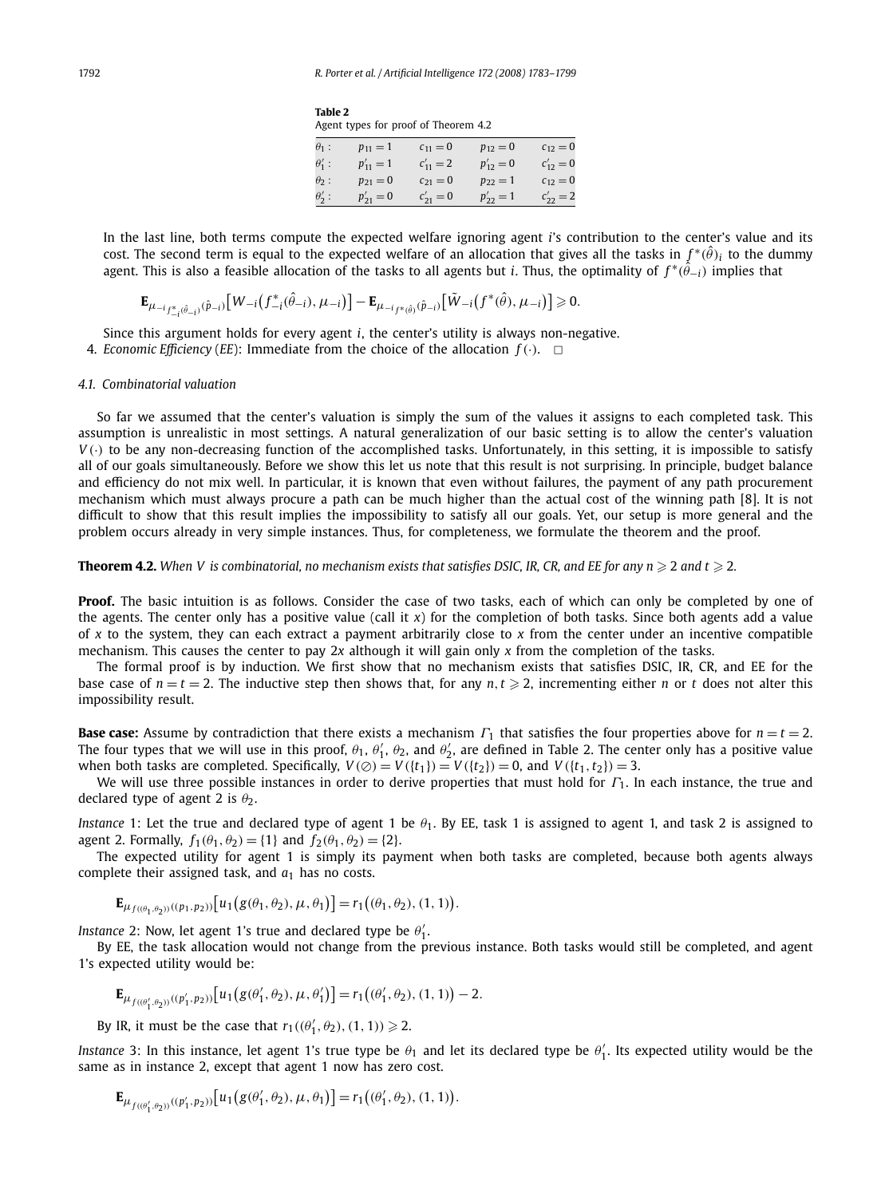**Table 2**
Agent types for proof of Theorem 4.2

| | | | | |
|---|---|---|---|---|
| $\theta_1$ : | $p_{11} = 1$ | $c_{11} = 0$ | $p_{12} = 0$ | $c_{12} = 0$ |
| $\theta_1'$ : | $p_{11}' = 1$ | $c_{11}' = 2$ | $p_{12}' = 0$ | $c_{12}' = 0$ |
| $\theta_2$ : | $p_{21} = 0$ | $c_{21} = 0$ | $p_{22} = 1$ | $c_{12} = 0$ |
| $\theta_2'$ : | $p_{21}' = 0$ | $c_{21}' = 0$ | $p_{22}' = 1$ | $c_{22}' = 2$ |

In the last line, both terms compute the expected welfare ignoring agent $i$'s contribution to the center's value and its cost. The second term is equal to the expected welfare of an allocation that gives all the tasks in $f^*(\hat{\theta})_i$ to the dummy agent. This is also a feasible allocation of the tasks to all agents but $i$. Thus, the optimality of $f^*(\hat{\theta}_{-i})$ implies that

$$\mathbf{E}_{\mu_{-i}{}_{f^*_{-i}(\hat{\theta}_{-i})}(\hat{p}_{-i})}\big[W_{-i}\big(f^*_{-i}(\hat{\theta}_{-i}), \mu_{-i}\big)\big] - \mathbf{E}_{\mu_{-i}{}_{f^*(\hat{\theta})}(\hat{p}_{-i})}\big[\tilde{W}_{-i}\big(f^*(\hat{\theta}), \mu_{-i}\big)\big] \geqslant 0.$$

Since this argument holds for every agent $i$, the center's utility is always non-negative.

4. *Economic Efficiency* (*EE*): Immediate from the choice of the allocation $f(\cdot)$. $\square$

### 4.1. Combinatorial valuation

So far we assumed that the center's valuation is simply the sum of the values it assigns to each completed task. This assumption is unrealistic in most settings. A natural generalization of our basic setting is to allow the center's valuation $V(\cdot)$ to be any non-decreasing function of the accomplished tasks. Unfortunately, in this setting, it is impossible to satisfy all of our goals simultaneously. Before we show this let us note that this result is not surprising. In principle, budget balance and efficiency do not mix well. In particular, it is known that even without failures, the payment of any path procurement mechanism which must always procure a path can be much higher than the actual cost of the winning path [8]. It is not difficult to show that this result implies the impossibility to satisfy all our goals. Yet, our setup is more general and the problem occurs already in very simple instances. Thus, for completeness, we formulate the theorem and the proof.

**Theorem 4.2.** *When $V$ is combinatorial, no mechanism exists that satisfies DSIC, IR, CR, and EE for any $n \geqslant 2$ and $t \geqslant 2$.*

**Proof.** The basic intuition is as follows. Consider the case of two tasks, each of which can only be completed by one of the agents. The center only has a positive value (call it $x$) for the completion of both tasks. Since both agents add a value of $x$ to the system, they can each extract a payment arbitrarily close to $x$ from the center under an incentive compatible mechanism. This causes the center to pay $2x$ although it will gain only $x$ from the completion of the tasks.

The formal proof is by induction. We first show that no mechanism exists that satisfies DSIC, IR, CR, and EE for the base case of $n = t = 2$. The inductive step then shows that, for any $n, t \geqslant 2$, incrementing either $n$ or $t$ does not alter this impossibility result.

**Base case:** Assume by contradiction that there exists a mechanism $\Gamma_1$ that satisfies the four properties above for $n = t = 2$. The four types that we will use in this proof, $\theta_1$, $\theta_1'$, $\theta_2$, and $\theta_2'$, are defined in Table 2. The center only has a positive value when both tasks are completed. Specifically, $V(\oslash) = V(\{t_1\}) = V(\{t_2\}) = 0$, and $V(\{t_1, t_2\}) = 3$.

We will use three possible instances in order to derive properties that must hold for $\Gamma_1$. In each instance, the true and declared type of agent 2 is $\theta_2$.

*Instance* 1: Let the true and declared type of agent 1 be $\theta_1$. By EE, task 1 is assigned to agent 1, and task 2 is assigned to agent 2. Formally, $f_1(\theta_1, \theta_2) = \{1\}$ and $f_2(\theta_1, \theta_2) = \{2\}$.

The expected utility for agent 1 is simply its payment when both tasks are completed, because both agents always complete their assigned task, and $a_1$ has no costs.

$$\mathbf{E}_{\mu_{f((\theta_1,\theta_2))}((p_1,p_2))}\big[u_1\big(g(\theta_1, \theta_2), \mu, \theta_1\big)\big] = r_1\big((\theta_1, \theta_2), (1, 1)\big).$$

*Instance* 2: Now, let agent 1's true and declared type be $\theta_1'$.

By EE, the task allocation would not change from the previous instance. Both tasks would still be completed, and agent 1's expected utility would be:

$$\mathbf{E}_{\mu_{f((\theta_1',\theta_2))}((p_1',p_2))}\big[u_1\big(g(\theta_1', \theta_2), \mu, \theta_1'\big)\big] = r_1\big((\theta_1', \theta_2), (1, 1)\big) - 2.$$

By IR, it must be the case that $r_1((\theta_1', \theta_2), (1, 1)) \geqslant 2$.

*Instance* 3: In this instance, let agent 1's true type be $\theta_1$ and let its declared type be $\theta_1'$. Its expected utility would be the same as in instance 2, except that agent 1 now has zero cost.

$$\mathbf{E}_{\mu_{f((\theta_1',\theta_2))}((p_1',p_2))}\big[u_1\big(g(\theta_1', \theta_2), \mu, \theta_1\big)\big] = r_1\big((\theta_1', \theta_2), (1, 1)\big).$$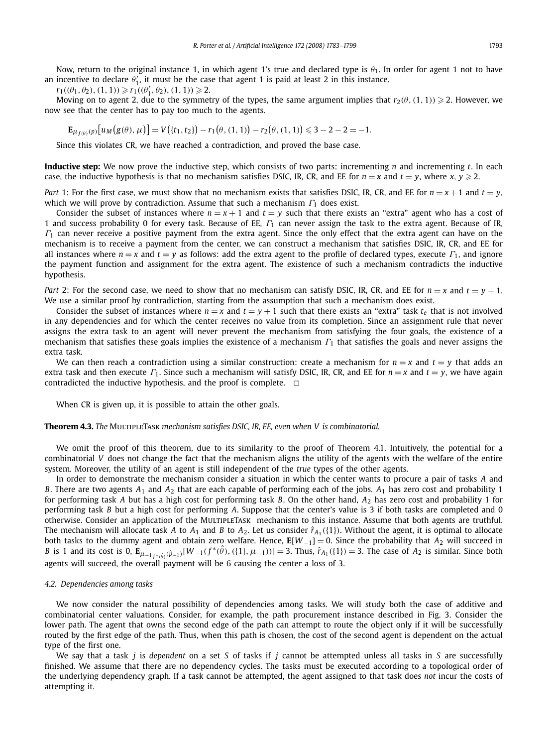Now, return to the original instance 1, in which agent 1's true and declared type is $\theta_1$. In order for agent 1 not to have an incentive to declare $\theta_1'$, it must be the case that agent 1 is paid at least 2 in this instance.

$r_1((\theta_1, \theta_2), (1, 1)) \geqslant r_1((\theta_1', \theta_2), (1, 1)) \geqslant 2.$

Moving on to agent 2, due to the symmetry of the types, the same argument implies that $r_2(\theta, (1, 1)) \geqslant 2$. However, we now see that the center has to pay too much to the agents.

$$\mathbf{E}_{\mu_{f(\theta)}(p)}\big[u_M\big(g(\theta), \mu\big)\big] = V\big(\{t_1, t_2\}\big) - r_1\big(\theta, (1, 1)\big) - r_2\big(\theta, (1, 1)\big) \leqslant 3 - 2 - 2 = -1.$$

Since this violates CR, we have reached a contradiction, and proved the base case.

**Inductive step:** We now prove the inductive step, which consists of two parts: incrementing $n$ and incrementing $t$. In each case, the inductive hypothesis is that no mechanism satisfies DSIC, IR, CR, and EE for $n = x$ and $t = y$, where $x, y \geqslant 2$.

*Part* 1: For the first case, we must show that no mechanism exists that satisfies DSIC, IR, CR, and EE for $n = x + 1$ and $t = y$, which we will prove by contradiction. Assume that such a mechanism $\Gamma_1$ does exist.

Consider the subset of instances where $n = x + 1$ and $t = y$ such that there exists an "extra" agent who has a cost of 1 and success probability 0 for every task. Because of EE, $\Gamma_1$ can never assign the task to the extra agent. Because of IR, $\Gamma_1$ can never receive a positive payment from the extra agent. Since the only effect that the extra agent can have on the mechanism is to receive a payment from the center, we can construct a mechanism that satisfies DSIC, IR, CR, and EE for all instances where $n = x$ and $t = y$ as follows: add the extra agent to the profile of declared types, execute $\Gamma_1$, and ignore the payment function and assignment for the extra agent. The existence of such a mechanism contradicts the inductive hypothesis.

*Part* 2: For the second case, we need to show that no mechanism can satisfy DSIC, IR, CR, and EE for $n = x$ and $t = y + 1$. We use a similar proof by contradiction, starting from the assumption that such a mechanism does exist.

Consider the subset of instances where $n = x$ and $t = y + 1$ such that there exists an "extra" task $t_e$ that is not involved in any dependencies and for which the center receives no value from its completion. Since an assignment rule that never assigns the extra task to an agent will never prevent the mechanism from satisfying the four goals, the existence of a mechanism that satisfies these goals implies the existence of a mechanism $\Gamma_1$ that satisfies the goals and never assigns the extra task.

We can then reach a contradiction using a similar construction: create a mechanism for $n = x$ and $t = y$ that adds an extra task and then execute $\Gamma_1$. Since such a mechanism will satisfy DSIC, IR, CR, and EE for $n = x$ and $t = y$, we have again contradicted the inductive hypothesis, and the proof is complete. $\square$

When CR is given up, it is possible to attain the other goals.

**Theorem 4.3.** *The* MultipleTask *mechanism satisfies DSIC, IR, EE, even when $V$ is combinatorial.*

We omit the proof of this theorem, due to its similarity to the proof of Theorem 4.1. Intuitively, the potential for a combinatorial $V$ does not change the fact that the mechanism aligns the utility of the agents with the welfare of the entire system. Moreover, the utility of an agent is still independent of the *true* types of the other agents.

In order to demonstrate the mechanism consider a situation in which the center wants to procure a pair of tasks $A$ and $B$. There are two agents $A_1$ and $A_2$ that are each capable of performing each of the jobs. $A_1$ has zero cost and probability 1 for performing task $A$ but has a high cost for performing task $B$. On the other hand, $A_2$ has zero cost and probability 1 for performing task $B$ but a high cost for performing $A$. Suppose that the center's value is 3 if both tasks are completed and 0 otherwise. Consider an application of the MultipleTask mechanism to this instance. Assume that both agents are truthful. The mechanism will allocate task $A$ to $A_1$ and $B$ to $A_2$. Let us consider $\hat{r}_{A_1}(\{1\})$. Without the agent, it is optimal to allocate both tasks to the dummy agent and obtain zero welfare. Hence, $\mathbf{E}[W_{-1}] = 0$. Since the probability that $A_2$ will succeed in $B$ is 1 and its cost is 0, $\mathbf{E}_{\mu_{-1}{}_{f^*(\hat{\theta})}(\hat{p}_{-1})}[W_{-1}(f^*(\hat{\theta}), (\{1\}, \mu_{-1}))] = 3$. Thus, $\hat{r}_{A_1}(\{1\}) = 3$. The case of $A_2$ is similar. Since both agents will succeed, the overall payment will be 6 causing the center a loss of 3.

### 4.2. Dependencies among tasks

We now consider the natural possibility of dependencies among tasks. We will study both the case of additive and combinatorial center valuations. Consider, for example, the path procurement instance described in Fig. 3. Consider the lower path. The agent that owns the second edge of the path can attempt to route the object only if it will be successfully routed by the first edge of the path. Thus, when this path is chosen, the cost of the second agent is dependent on the actual type of the first one.

We say that a task $j$ is *dependent* on a set $S$ of tasks if $j$ cannot be attempted unless all tasks in $S$ are successfully finished. We assume that there are no dependency cycles. The tasks must be executed according to a topological order of the underlying dependency graph. If a task cannot be attempted, the agent assigned to that task does *not* incur the costs of attempting it.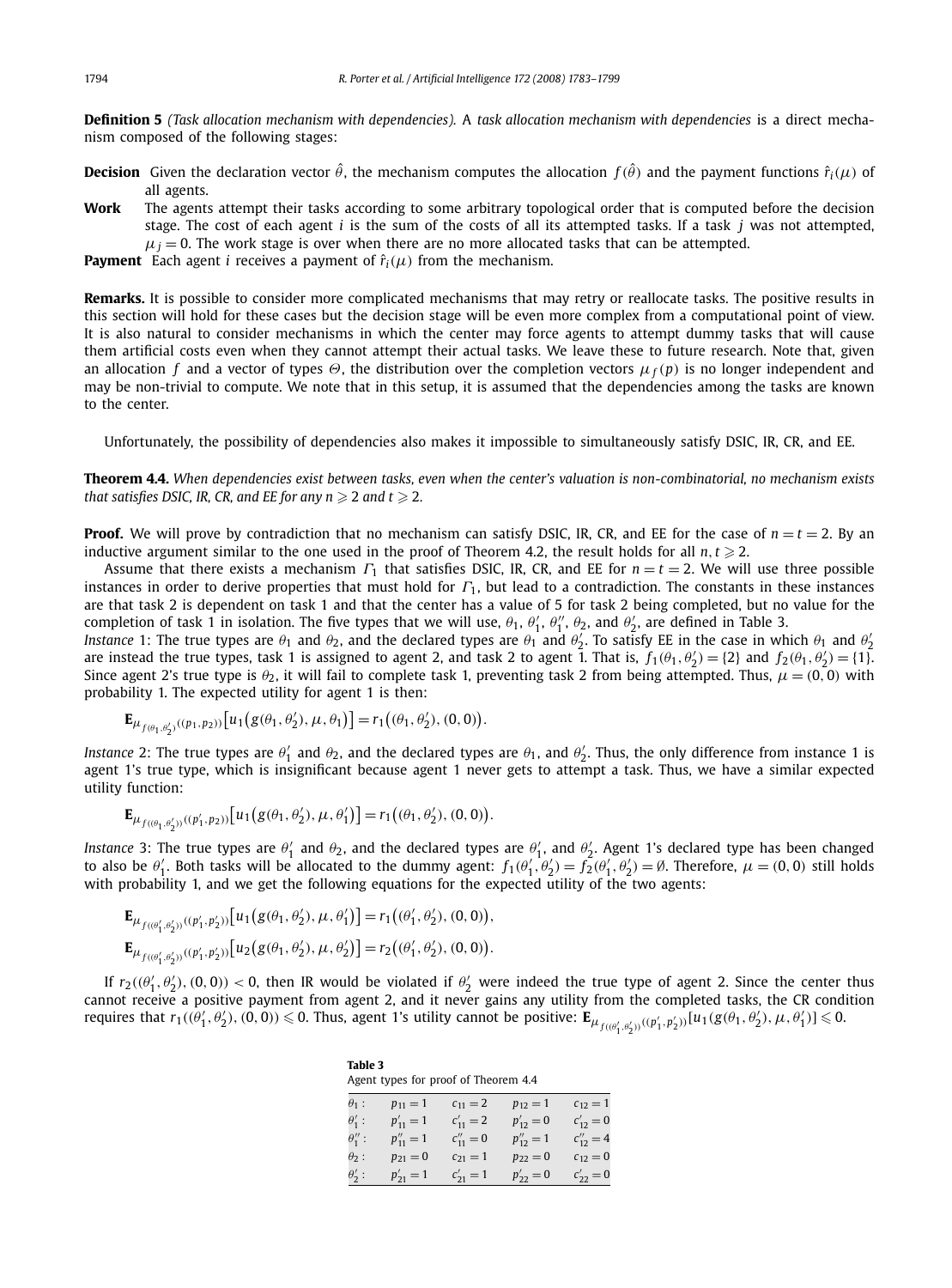**Definition 5** *(Task allocation mechanism with dependencies).* A *task allocation mechanism with dependencies* is a direct mechanism composed of the following stages:

**Decision** Given the declaration vector $\hat{\theta}$, the mechanism computes the allocation $f(\hat{\theta})$ and the payment functions $\hat{r}_i(\mu)$ of all agents.

**Work** The agents attempt their tasks according to some arbitrary topological order that is computed before the decision stage. The cost of each agent $i$ is the sum of the costs of all its attempted tasks. If a task $j$ was not attempted, $\mu_j = 0$. The work stage is over when there are no more allocated tasks that can be attempted.

**Payment** Each agent $i$ receives a payment of $\hat{r}_i(\mu)$ from the mechanism.

**Remarks.** It is possible to consider more complicated mechanisms that may retry or reallocate tasks. The positive results in this section will hold for these cases but the decision stage will be even more complex from a computational point of view. It is also natural to consider mechanisms in which the center may force agents to attempt dummy tasks that will cause them artificial costs even when they cannot attempt their actual tasks. We leave these to future research. Note that, given an allocation $f$ and a vector of types $\Theta$, the distribution over the completion vectors $\mu_f(p)$ is no longer independent and may be non-trivial to compute. We note that in this setup, it is assumed that the dependencies among the tasks are known to the center.

Unfortunately, the possibility of dependencies also makes it impossible to simultaneously satisfy DSIC, IR, CR, and EE.

**Theorem 4.4.** *When dependencies exist between tasks, even when the center's valuation is non-combinatorial, no mechanism exists that satisfies DSIC, IR, CR, and EE for any $n \geqslant 2$ and $t \geqslant 2$.*

**Proof.** We will prove by contradiction that no mechanism can satisfy DSIC, IR, CR, and EE for the case of $n = t = 2$. By an inductive argument similar to the one used in the proof of Theorem 4.2, the result holds for all $n, t \geqslant 2$.

Assume that there exists a mechanism $\Gamma_1$ that satisfies DSIC, IR, CR, and EE for $n = t = 2$. We will use three possible instances in order to derive properties that must hold for $\Gamma_1$, but lead to a contradiction. The constants in these instances are that task 2 is dependent on task 1 and that the center has a value of 5 for task 2 being completed, but no value for the completion of task 1 in isolation. The five types that we will use, $\theta_1$, $\theta_1'$, $\theta_1''$, $\theta_2$, and $\theta_2'$, are defined in Table 3.

*Instance* 1: The true types are $\theta_1$ and $\theta_2$, and the declared types are $\theta_1$ and $\theta_2'$. To satisfy EE in the case in which $\theta_1$ and $\theta_2'$ are instead the true types, task 1 is assigned to agent 2, and task 2 to agent 1. That is, $f_1(\theta_1, \theta_2') = \{2\}$ and $f_2(\theta_1, \theta_2') = \{1\}$. Since agent 2's true type is $\theta_2$, it will fail to complete task 1, preventing task 2 from being attempted. Thus, $\mu = (0, 0)$ with probability 1. The expected utility for agent 1 is then:

$$\mathbf{E}_{\mu_{f(\theta_1, \theta_2')}((p_1, p_2))}\big[u_1\big(g(\theta_1, \theta_2'), \mu, \theta_1\big)\big] = r_1\big((\theta_1, \theta_2'), (0, 0)\big).$$

*Instance* 2: The true types are $\theta_1'$ and $\theta_2$, and the declared types are $\theta_1$, and $\theta_2'$. Thus, the only difference from instance 1 is agent 1's true type, which is insignificant because agent 1 never gets to attempt a task. Thus, we have a similar expected utility function:

$$\mathbf{E}_{\mu_{f((\theta_1, \theta_2'))}((p_1', p_2))}\big[u_1\big(g(\theta_1, \theta_2'), \mu, \theta_1'\big)\big] = r_1\big((\theta_1, \theta_2'), (0, 0)\big).$$

*Instance* 3: The true types are $\theta_1'$ and $\theta_2$, and the declared types are $\theta_1'$, and $\theta_2'$. Agent 1's declared type has been changed to also be $\theta_1'$. Both tasks will be allocated to the dummy agent: $f_1(\theta_1', \theta_2') = f_2(\theta_1', \theta_2') = \emptyset$. Therefore, $\mu = (0, 0)$ still holds with probability 1, and we get the following equations for the expected utility of the two agents:

$$\mathbf{E}_{\mu_{f((\theta_1', \theta_2'))}((p_1', p_2'))}\big[u_1\big(g(\theta_1, \theta_2'), \mu, \theta_1'\big)\big] = r_1\big((\theta_1', \theta_2'), (0, 0)\big),$$

$$\mathbf{E}_{\mu_{f((\theta_1', \theta_2'))}((p_1', p_2'))}\big[u_2\big(g(\theta_1, \theta_2'), \mu, \theta_2'\big)\big] = r_2\big((\theta_1', \theta_2'), (0, 0)\big).$$

If $r_2((\theta_1', \theta_2'), (0, 0)) < 0$, then IR would be violated if $\theta_2'$ were indeed the true type of agent 2. Since the center thus cannot receive a positive payment from agent 2, and it never gains any utility from the completed tasks, the CR condition requires that $r_1((\theta_1', \theta_2'), (0, 0)) \leqslant 0$. Thus, agent 1's utility cannot be positive: $\mathbf{E}_{\mu_{f((\theta_1', \theta_2'))}((p_1', p_2'))}[u_1(g(\theta_1, \theta_2'), \mu, \theta_1')] \leqslant 0$.

**Table 3**
Agent types for proof of Theorem 4.4

| | | | | |
|---|---|---|---|---|
| $\theta_1$: | $p_{11} = 1$ | $c_{11} = 2$ | $p_{12} = 1$ | $c_{12} = 1$ |
| $\theta_1'$: | $p_{11}' = 1$ | $c_{11}' = 2$ | $p_{12}' = 0$ | $c_{12}' = 0$ |
| $\theta_1''$: | $p_{11}'' = 1$ | $c_{11}'' = 0$ | $p_{12}'' = 1$ | $c_{12}'' = 4$ |
| $\theta_2$: | $p_{21} = 0$ | $c_{21} = 1$ | $p_{22} = 0$ | $c_{12} = 0$ |
| $\theta_2'$: | $p_{21}' = 1$ | $c_{21}' = 1$ | $p_{22}' = 0$ | $c_{22}' = 0$ |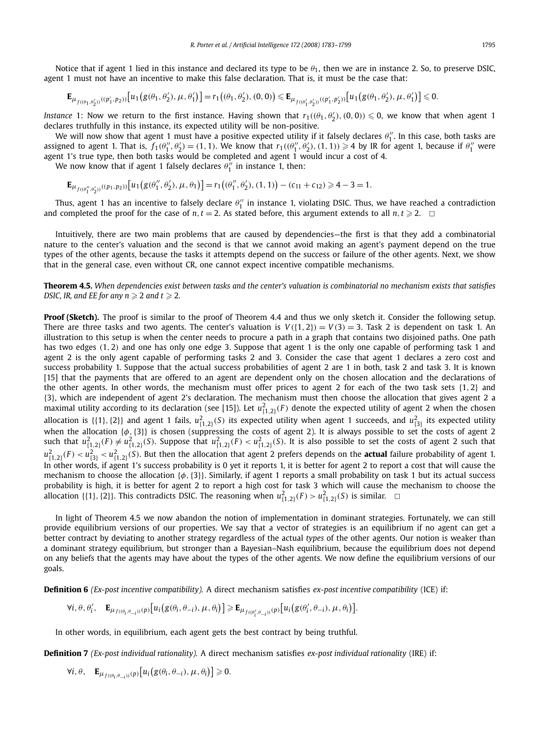Notice that if agent 1 lied in this instance and declared its type to be $\theta_1$, then we are in instance 2. So, to preserve DSIC, agent 1 must not have an incentive to make this false declaration. That is, it must be the case that:

$$\mathbf{E}_{\mu_{f((\theta_1,\theta_2'))}((p_1',p_2))}\big[u_1\big(g(\theta_1,\theta_2'),\mu,\theta_1'\big)\big] = r_1\big((\theta_1,\theta_2'),(0,0)\big) \leqslant \mathbf{E}_{\mu_{f((\theta_1',\theta_2'))}((p_1',p_2'))}\big[u_1\big(g(\theta_1,\theta_2'),\mu,\theta_1'\big)\big] \leqslant 0.$$

*Instance* 1: Now we return to the first instance. Having shown that $r_1((\theta_1,\theta_2'),(0,0)) \leqslant 0$, we know that when agent 1 declares truthfully in this instance, its expected utility will be non-positive.

We will now show that agent 1 must have a positive expected utility if it falsely declares $\theta_1''$. In this case, both tasks are assigned to agent 1. That is, $f_1(\theta_1'',\theta_2') = (1,1)$. We know that $r_1((\theta_1'',\theta_2'),(1,1)) \geqslant 4$ by IR for agent 1, because if $\theta_1''$ were agent 1's true type, then both tasks would be completed and agent 1 would incur a cost of 4.

We now know that if agent 1 falsely declares $\theta_1''$ in instance 1, then:

$$\mathbf{E}_{\mu_{f((\theta_1'',\theta_2'))}((p_1,p_2))}\big[u_1\big(g(\theta_1'',\theta_2'),\mu,\theta_1\big)\big] = r_1\big((\theta_1'',\theta_2'),(1,1)\big) - (c_{11}+c_{12}) \geqslant 4-3 = 1.$$

Thus, agent 1 has an incentive to falsely declare $\theta_1''$ in instance 1, violating DSIC. Thus, we have reached a contradiction and completed the proof for the case of $n,t=2$. As stated before, this argument extends to all $n,t \geqslant 2$. $\square$

Intuitively, there are two main problems that are caused by dependencies—the first is that they add a combinatorial nature to the center's valuation and the second is that we cannot avoid making an agent's payment depend on the true types of the other agents, because the tasks it attempts depend on the success or failure of the other agents. Next, we show that in the general case, even without CR, one cannot expect incentive compatible mechanisms.

**Theorem 4.5.** *When dependencies exist between tasks and the center's valuation is combinatorial no mechanism exists that satisfies DSIC, IR, and EE for any $n \geqslant 2$ and $t \geqslant 2$.*

**Proof (Sketch).** The proof is similar to the proof of Theorem 4.4 and thus we only sketch it. Consider the following setup. There are three tasks and two agents. The center's valuation is $V(\{1,2\}) = V(3) = 3$. Task 2 is dependent on task 1. An illustration to this setup is when the center needs to procure a path in a graph that contains two disjoined paths. One path has two edges $(1,2)$ and one has only one edge 3. Suppose that agent 1 is the only one capable of performing task 1 and agent 2 is the only agent capable of performing tasks 2 and 3. Consider the case that agent 1 declares a zero cost and success probability 1. Suppose that the actual success probabilities of agent 2 are 1 in both, task 2 and task 3. It is known [15] that the payments that are offered to an agent are dependent only on the chosen allocation and the declarations of the other agents. In other words, the mechanism must offer prices to agent 2 for each of the two task sets $\{1,2\}$ and $\{3\}$, which are independent of agent 2's declaration. The mechanism must then choose the allocation that gives agent 2 a maximal utility according to its declaration (see [15]). Let $u^2_{\{1,2\}}(F)$ denote the expected utility of agent 2 when the chosen allocation is $\{\{1\},\{2\}\}$ and agent 1 fails, $u^2_{\{1,2\}}(S)$ its expected utility when agent 1 succeeds, and $u^2_{\{3\}}$ its expected utility when the allocation $\{\phi,\{3\}\}$ is chosen (suppressing the costs of agent 2). It is always possible to set the costs of agent 2 such that $u^2_{\{1,2\}}(F) \neq u^2_{\{1,2\}}(S)$. Suppose that $u^2_{\{1,2\}}(F) < u^2_{\{1,2\}}(S)$. It is also possible to set the costs of agent 2 such that $u^2_{\{1,2\}}(F) < u^2_{\{3\}} < u^2_{\{1,2\}}(S)$. But then the allocation that agent 2 prefers depends on the **actual** failure probability of agent 1. In other words, if agent 1's success probability is 0 yet it reports 1, it is better for agent 2 to report a cost that will cause the mechanism to choose the allocation $\{\phi,\{3\}\}$. Similarly, if agent 1 reports a small probability on task 1 but its actual success probability is high, it is better for agent 2 to report a high cost for task 3 which will cause the mechanism to choose the allocation $\{\{1\},\{2\}\}$. This contradicts DSIC. The reasoning when $u^2_{\{1,2\}}(F) > u^2_{\{1,2\}}(S)$ is similar. $\square$

In light of Theorem 4.5 we now abandon the notion of implementation in dominant strategies. Fortunately, we can still provide equilibrium versions of our properties. We say that a vector of strategies is an equilibrium if no agent can get a better contract by deviating to another strategy regardless of the actual *types* of the other agents. Our notion is weaker than a dominant strategy equilibrium, but stronger than a Bayesian–Nash equilibrium, because the equilibrium does not depend on any beliefs that the agents may have about the types of the other agents. We now define the equilibrium versions of our goals.

**Definition 6** *(Ex-post incentive compatibility).* A direct mechanism satisfies *ex-post incentive compatibility* (ICE) if:

$$\forall i,\theta,\theta_i',\quad \mathbf{E}_{\mu_{f((\theta_i,\theta_{-i}))}(p)}\big[u_i\big(g(\theta_i,\theta_{-i}),\mu,\theta_i\big)\big] \geqslant \mathbf{E}_{\mu_{f((\theta_i',\theta_{-i}))}(p)}\big[u_i\big(g(\theta_i',\theta_{-i}),\mu,\theta_i\big)\big].$$

In other words, in equilibrium, each agent gets the best contract by being truthful.

**Definition 7** *(Ex-post individual rationality).* A direct mechanism satisfies *ex-post individual rationality* (IRE) if:

$$\forall i,\theta,\quad \mathbf{E}_{\mu_{f((\theta_i,\theta_{-i}))}(p)}\big[u_i\big(g(\theta_i,\theta_{-i}),\mu,\theta_i\big)\big] \geqslant 0.$$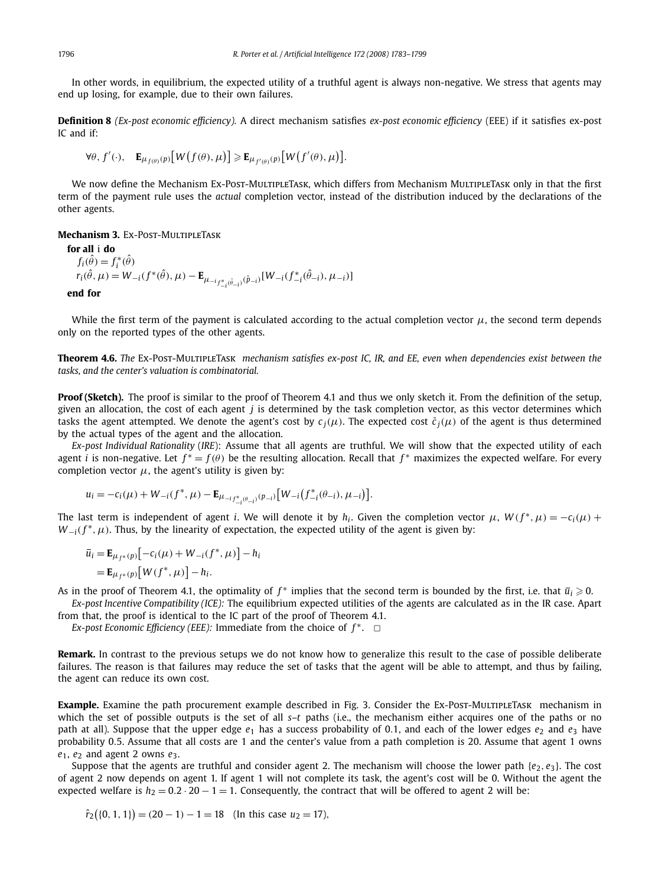In other words, in equilibrium, the expected utility of a truthful agent is always non-negative. We stress that agents may end up losing, for example, due to their own failures.

**Definition 8** *(Ex-post economic efficiency).* A direct mechanism satisfies *ex-post economic efficiency* (EEE) if it satisfies ex-post IC and if:

$$\forall \theta,\, f'(\cdot), \quad \mathbf{E}_{\mu_{f(\theta)}(p)}\big[W\big(f(\theta), \mu\big)\big] \geqslant \mathbf{E}_{\mu_{f'(\theta)}(p)}\big[W\big(f'(\theta), \mu\big)\big].$$

We now define the Mechanism Ex-Post-MultipleTask, which differs from Mechanism MultipleTask only in that the first term of the payment rule uses the *actual* completion vector, instead of the distribution induced by the declarations of the other agents.

**Mechanism 3.** Ex-Post-MultipleTask

**for all** i **do**
$f_i(\hat{\theta}) = f_i^*(\hat{\theta})$
$r_i(\hat{\theta}, \mu) = W_{-i}(f^*(\hat{\theta}), \mu) - \mathbf{E}_{\mu_{-i_{f^*_{-i}(\hat{\theta}_{-i})}}(\hat{p}_{-i})}[W_{-i}(f^*_{-i}(\hat{\theta}_{-i}), \mu_{-i})]$
**end for**

While the first term of the payment is calculated according to the actual completion vector $\mu$, the second term depends only on the reported types of the other agents.

**Theorem 4.6.** *The* Ex-Post-MultipleTask *mechanism satisfies ex-post IC, IR, and EE, even when dependencies exist between the tasks, and the center's valuation is combinatorial.*

**Proof (Sketch).** The proof is similar to the proof of Theorem 4.1 and thus we only sketch it. From the definition of the setup, given an allocation, the cost of each agent $j$ is determined by the task completion vector, as this vector determines which tasks the agent attempted. We denote the agent's cost by $c_j(\mu)$. The expected cost $\bar{c}_j(\mu)$ of the agent is thus determined by the actual types of the agent and the allocation.

*Ex-post Individual Rationality (IRE)*: Assume that all agents are truthful. We will show that the expected utility of each agent $i$ is non-negative. Let $f^* = f(\theta)$ be the resulting allocation. Recall that $f^*$ maximizes the expected welfare. For every completion vector $\mu$, the agent's utility is given by:

$$u_i = -c_i(\mu) + W_{-i}(f^*, \mu) - \mathbf{E}_{\mu_{-i_{f^*_{-i}(\theta_{-i})}}(p_{-i})}\big[W_{-i}\big(f^*_{-i}(\theta_{-i}), \mu_{-i}\big)\big].$$

The last term is independent of agent $i$. We will denote it by $h_i$. Given the completion vector $\mu$, $W(f^*, \mu) = -c_i(\mu) + W_{-i}(f^*, \mu)$. Thus, by the linearity of expectation, the expected utility of the agent is given by:

$$\begin{aligned}\bar{u}_i &= \mathbf{E}_{\mu_{f^*}(p)}\big[-c_i(\mu) + W_{-i}(f^*, \mu)\big] - h_i \\ &= \mathbf{E}_{\mu_{f^*}(p)}\big[W(f^*, \mu)\big] - h_i.\end{aligned}$$

As in the proof of Theorem 4.1, the optimality of $f^*$ implies that the second term is bounded by the first, i.e. that $\bar{u}_i \geqslant 0$.

*Ex-post Incentive Compatibility (ICE):* The equilibrium expected utilities of the agents are calculated as in the IR case. Apart from that, the proof is identical to the IC part of the proof of Theorem 4.1.

*Ex-post Economic Efficiency (EEE):* Immediate from the choice of $f^*$. $\square$

**Remark.** In contrast to the previous setups we do not know how to generalize this result to the case of possible deliberate failures. The reason is that failures may reduce the set of tasks that the agent will be able to attempt, and thus by failing, the agent can reduce its own cost.

**Example.** Examine the path procurement example described in Fig. 3. Consider the Ex-Post-MultipleTask mechanism in which the set of possible outputs is the set of all *s*–*t* paths (i.e., the mechanism either acquires one of the paths or no path at all). Suppose that the upper edge $e_1$ has a success probability of 0.1, and each of the lower edges $e_2$ and $e_3$ have probability 0.5. Assume that all costs are 1 and the center's value from a path completion is 20. Assume that agent 1 owns $e_1$, $e_2$ and agent 2 owns $e_3$.

Suppose that the agents are truthful and consider agent 2. The mechanism will choose the lower path $\{e_2, e_3\}$. The cost of agent 2 now depends on agent 1. If agent 1 will not complete its task, the agent's cost will be 0. Without the agent the expected welfare is $h_2 = 0.2 \cdot 20 - 1 = 1$. Consequently, the contract that will be offered to agent 2 will be:

$$\hat{r}_2\big(\{0, 1, 1\}\big) = (20 - 1) - 1 = 18 \quad (\text{In this case } u_2 = 17),$$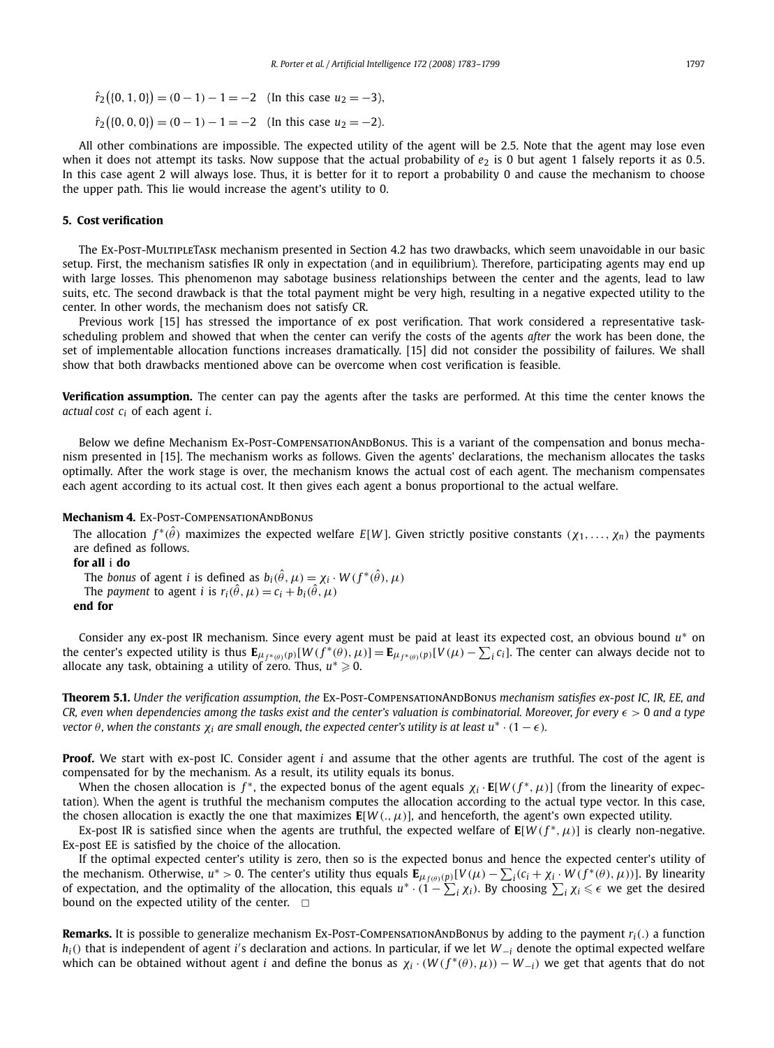$$\hat{r}_2(\{0, 1, 0\}) = (0 - 1) - 1 = -2 \quad \text{(In this case } u_2 = -3\text{)},$$

$$\hat{r}_2(\{0, 0, 0\}) = (0 - 1) - 1 = -2 \quad \text{(In this case } u_2 = -2\text{)}.$$

All other combinations are impossible. The expected utility of the agent will be 2.5. Note that the agent may lose even when it does not attempt its tasks. Now suppose that the actual probability of $e_2$ is 0 but agent 1 falsely reports it as 0.5. In this case agent 2 will always lose. Thus, it is better for it to report a probability 0 and cause the mechanism to choose the upper path. This lie would increase the agent's utility to 0.

## 5. Cost verification

The Ex-Post-MultipleTask mechanism presented in Section 4.2 has two drawbacks, which seem unavoidable in our basic setup. First, the mechanism satisfies IR only in expectation (and in equilibrium). Therefore, participating agents may end up with large losses. This phenomenon may sabotage business relationships between the center and the agents, lead to law suits, etc. The second drawback is that the total payment might be very high, resulting in a negative expected utility to the center. In other words, the mechanism does not satisfy CR.

Previous work [15] has stressed the importance of ex post verification. That work considered a representative task-scheduling problem and showed that when the center can verify the costs of the agents *after* the work has been done, the set of implementable allocation functions increases dramatically. [15] did not consider the possibility of failures. We shall show that both drawbacks mentioned above can be overcome when cost verification is feasible.

**Verification assumption.** The center can pay the agents after the tasks are performed. At this time the center knows the *actual cost* $c_i$ of each agent $i$.

Below we define Mechanism Ex-Post-CompensationAndBonus. This is a variant of the compensation and bonus mechanism presented in [15]. The mechanism works as follows. Given the agents' declarations, the mechanism allocates the tasks optimally. After the work stage is over, the mechanism knows the actual cost of each agent. The mechanism compensates each agent according to its actual cost. It then gives each agent a bonus proportional to the actual welfare.

**Mechanism 4.** Ex-Post-CompensationAndBonus

The allocation $f^*(\hat{\theta})$ maximizes the expected welfare $E[W]$. Given strictly positive constants $(\chi_1, \ldots, \chi_n)$ the payments are defined as follows.

**for all** i **do**

The *bonus* of agent $i$ is defined as $b_i(\hat{\theta}, \mu) = \chi_i \cdot W(f^*(\hat{\theta}), \mu)$

The *payment* to agent $i$ is $r_i(\hat{\theta}, \mu) = c_i + b_i(\hat{\theta}, \mu)$

**end for**

Consider any ex-post IR mechanism. Since every agent must be paid at least its expected cost, an obvious bound $u^*$ on the center's expected utility is thus $\mathbf{E}_{\mu_{f^*(\theta)}(p)}[W(f^*(\theta), \mu)] = \mathbf{E}_{\mu_{f^*(\theta)}(p)}[V(\mu) - \sum_i c_i]$. The center can always decide not to allocate any task, obtaining a utility of zero. Thus, $u^* \geqslant 0$.

**Theorem 5.1.** *Under the verification assumption, the* Ex-Post-CompensationAndBonus *mechanism satisfies ex-post IC, IR, EE, and CR, even when dependencies among the tasks exist and the center's valuation is combinatorial. Moreover, for every $\epsilon > 0$ and a type vector $\theta$, when the constants $\chi_i$ are small enough, the expected center's utility is at least $u^* \cdot (1 - \epsilon)$.*

**Proof.** We start with ex-post IC. Consider agent $i$ and assume that the other agents are truthful. The cost of the agent is compensated for by the mechanism. As a result, its utility equals its bonus.

When the chosen allocation is $f^*$, the expected bonus of the agent equals $\chi_i \cdot \mathbf{E}[W(f^*, \mu)]$ (from the linearity of expectation). When the agent is truthful the mechanism computes the allocation according to the actual type vector. In this case, the chosen allocation is exactly the one that maximizes $\mathbf{E}[W(., \mu)]$, and henceforth, the agent's own expected utility.

Ex-post IR is satisfied since when the agents are truthful, the expected welfare of $\mathbf{E}[W(f^*, \mu)]$ is clearly non-negative. Ex-post EE is satisfied by the choice of the allocation.

If the optimal expected center's utility is zero, then so is the expected bonus and hence the expected center's utility of the mechanism. Otherwise, $u^* > 0$. The center's utility thus equals $\mathbf{E}_{\mu_{f(\theta)}(p)}[V(\mu) - \sum_i (c_i + \chi_i \cdot W(f^*(\theta), \mu))]$. By linearity of expectation, and the optimality of the allocation, this equals $u^* \cdot (1 - \sum_i \chi_i)$. By choosing $\sum_i \chi_i \leqslant \epsilon$ we get the desired bound on the expected utility of the center. $\square$

**Remarks.** It is possible to generalize mechanism Ex-Post-CompensationAndBonus by adding to the payment $r_i(.)$ a function $h_i()$ that is independent of agent $i$'s declaration and actions. In particular, if we let $W_{-i}$ denote the optimal expected welfare which can be obtained without agent $i$ and define the bonus as $\chi_i \cdot (W(f^*(\theta), \mu)) - W_{-i})$ we get that agents that do not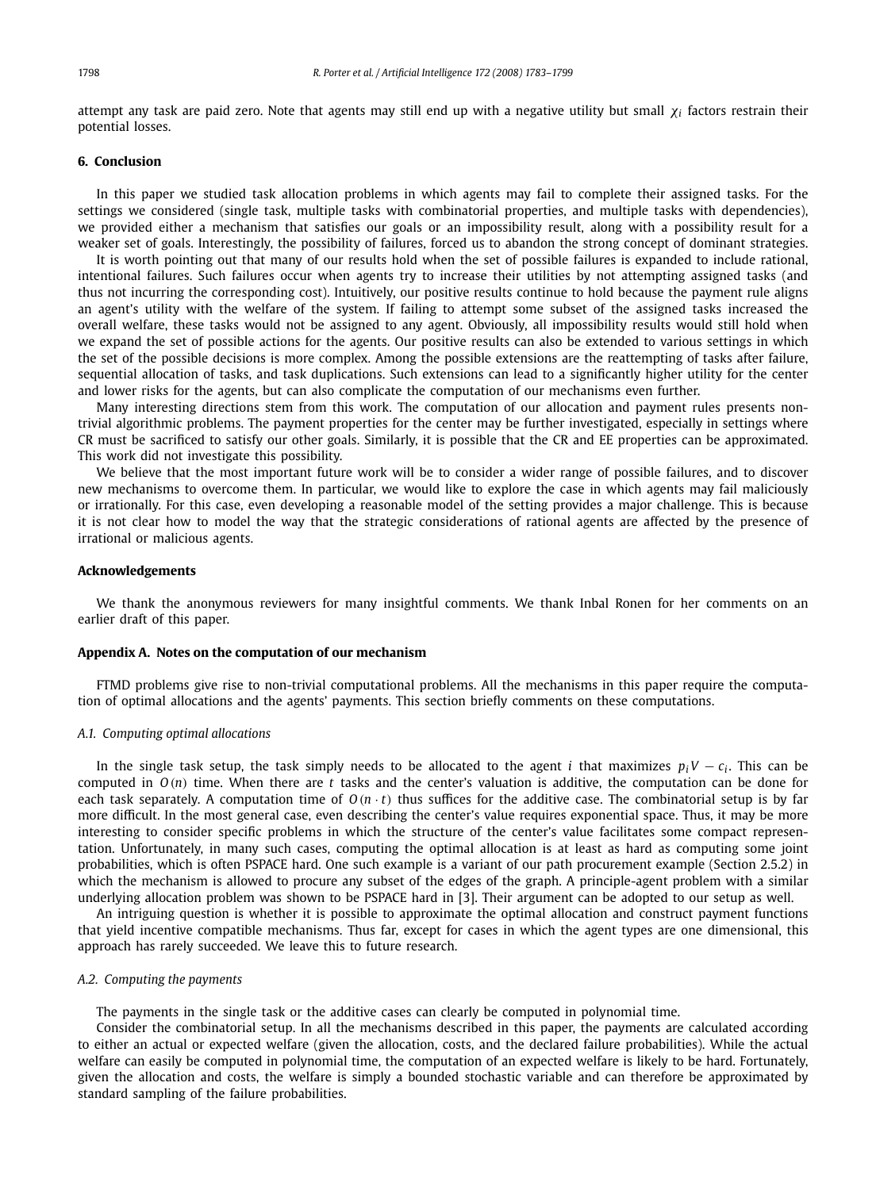attempt any task are paid zero. Note that agents may still end up with a negative utility but small $\chi_i$ factors restrain their potential losses.

## 6. Conclusion

In this paper we studied task allocation problems in which agents may fail to complete their assigned tasks. For the settings we considered (single task, multiple tasks with combinatorial properties, and multiple tasks with dependencies), we provided either a mechanism that satisfies our goals or an impossibility result, along with a possibility result for a weaker set of goals. Interestingly, the possibility of failures, forced us to abandon the strong concept of dominant strategies.

It is worth pointing out that many of our results hold when the set of possible failures is expanded to include rational, intentional failures. Such failures occur when agents try to increase their utilities by not attempting assigned tasks (and thus not incurring the corresponding cost). Intuitively, our positive results continue to hold because the payment rule aligns an agent's utility with the welfare of the system. If failing to attempt some subset of the assigned tasks increased the overall welfare, these tasks would not be assigned to any agent. Obviously, all impossibility results would still hold when we expand the set of possible actions for the agents. Our positive results can also be extended to various settings in which the set of the possible decisions is more complex. Among the possible extensions are the reattempting of tasks after failure, sequential allocation of tasks, and task duplications. Such extensions can lead to a significantly higher utility for the center and lower risks for the agents, but can also complicate the computation of our mechanisms even further.

Many interesting directions stem from this work. The computation of our allocation and payment rules presents non-trivial algorithmic problems. The payment properties for the center may be further investigated, especially in settings where CR must be sacrificed to satisfy our other goals. Similarly, it is possible that the CR and EE properties can be approximated. This work did not investigate this possibility.

We believe that the most important future work will be to consider a wider range of possible failures, and to discover new mechanisms to overcome them. In particular, we would like to explore the case in which agents may fail maliciously or irrationally. For this case, even developing a reasonable model of the setting provides a major challenge. This is because it is not clear how to model the way that the strategic considerations of rational agents are affected by the presence of irrational or malicious agents.

## Acknowledgements

We thank the anonymous reviewers for many insightful comments. We thank Inbal Ronen for her comments on an earlier draft of this paper.

## Appendix A. Notes on the computation of our mechanism

FTMD problems give rise to non-trivial computational problems. All the mechanisms in this paper require the computation of optimal allocations and the agents' payments. This section briefly comments on these computations.

### *A.1. Computing optimal allocations*

In the single task setup, the task simply needs to be allocated to the agent $i$ that maximizes $p_i V - c_i$. This can be computed in $O(n)$ time. When there are $t$ tasks and the center's valuation is additive, the computation can be done for each task separately. A computation time of $O(n \cdot t)$ thus suffices for the additive case. The combinatorial setup is by far more difficult. In the most general case, even describing the center's value requires exponential space. Thus, it may be more interesting to consider specific problems in which the structure of the center's value facilitates some compact representation. Unfortunately, in many such cases, computing the optimal allocation is at least as hard as computing some joint probabilities, which is often PSPACE hard. One such example is a variant of our path procurement example (Section 2.5.2) in which the mechanism is allowed to procure any subset of the edges of the graph. A principle-agent problem with a similar underlying allocation problem was shown to be PSPACE hard in [3]. Their argument can be adopted to our setup as well.

An intriguing question is whether it is possible to approximate the optimal allocation and construct payment functions that yield incentive compatible mechanisms. Thus far, except for cases in which the agent types are one dimensional, this approach has rarely succeeded. We leave this to future research.

### *A.2. Computing the payments*

The payments in the single task or the additive cases can clearly be computed in polynomial time.

Consider the combinatorial setup. In all the mechanisms described in this paper, the payments are calculated according to either an actual or expected welfare (given the allocation, costs, and the declared failure probabilities). While the actual welfare can easily be computed in polynomial time, the computation of an expected welfare is likely to be hard. Fortunately, given the allocation and costs, the welfare is simply a bounded stochastic variable and can therefore be approximated by standard sampling of the failure probabilities.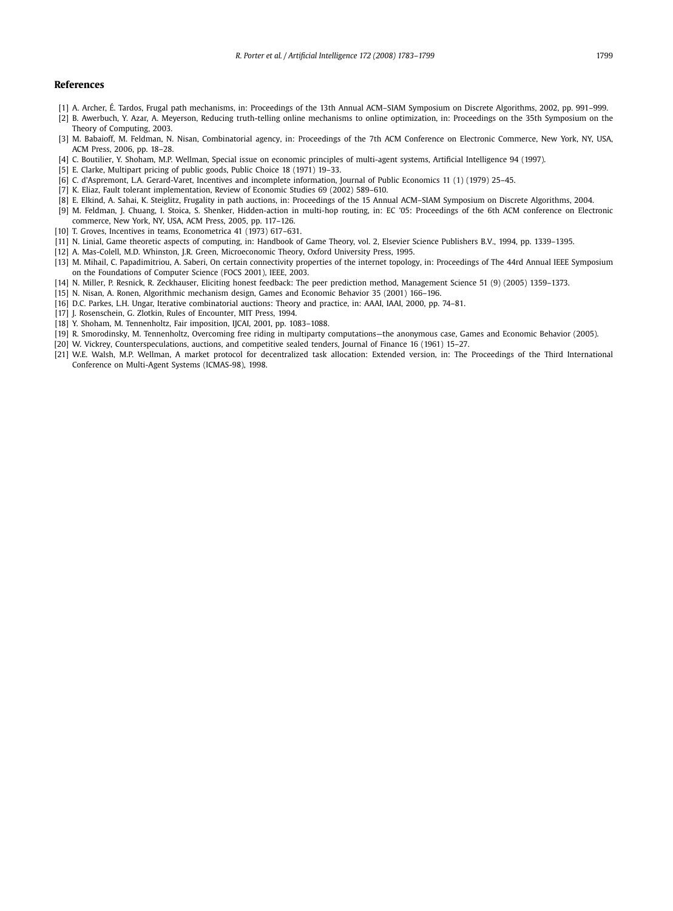## References

[1] A. Archer, É. Tardos, Frugal path mechanisms, in: Proceedings of the 13th Annual ACM–SIAM Symposium on Discrete Algorithms, 2002, pp. 991–999.

[2] B. Awerbuch, Y. Azar, A. Meyerson, Reducing truth-telling online mechanisms to online optimization, in: Proceedings on the 35th Symposium on the Theory of Computing, 2003.

[3] M. Babaioff, M. Feldman, N. Nisan, Combinatorial agency, in: Proceedings of the 7th ACM Conference on Electronic Commerce, New York, NY, USA, ACM Press, 2006, pp. 18–28.

[4] C. Boutilier, Y. Shoham, M.P. Wellman, Special issue on economic principles of multi-agent systems, Artificial Intelligence 94 (1997).

[5] E. Clarke, Multipart pricing of public goods, Public Choice 18 (1971) 19–33.

[6] C. d'Aspremont, L.A. Gerard-Varet, Incentives and incomplete information, Journal of Public Economics 11 (1) (1979) 25–45.

[7] K. Eliaz, Fault tolerant implementation, Review of Economic Studies 69 (2002) 589–610.

[8] E. Elkind, A. Sahai, K. Steiglitz, Frugality in path auctions, in: Proceedings of the 15 Annual ACM–SIAM Symposium on Discrete Algorithms, 2004.

[9] M. Feldman, J. Chuang, I. Stoica, S. Shenker, Hidden-action in multi-hop routing, in: EC '05: Proceedings of the 6th ACM conference on Electronic commerce, New York, NY, USA, ACM Press, 2005, pp. 117–126.

[10] T. Groves, Incentives in teams, Econometrica 41 (1973) 617–631.

[11] N. Linial, Game theoretic aspects of computing, in: Handbook of Game Theory, vol. 2, Elsevier Science Publishers B.V., 1994, pp. 1339–1395.

[12] A. Mas-Colell, M.D. Whinston, J.R. Green, Microeconomic Theory, Oxford University Press, 1995.

[13] M. Mihail, C. Papadimitriou, A. Saberi, On certain connectivity properties of the internet topology, in: Proceedings of The 44rd Annual IEEE Symposium on the Foundations of Computer Science (FOCS 2001), IEEE, 2003.

[14] N. Miller, P. Resnick, R. Zeckhauser, Eliciting honest feedback: The peer prediction method, Management Science 51 (9) (2005) 1359–1373.

[15] N. Nisan, A. Ronen, Algorithmic mechanism design, Games and Economic Behavior 35 (2001) 166–196.

[16] D.C. Parkes, L.H. Ungar, Iterative combinatorial auctions: Theory and practice, in: AAAI, IAAI, 2000, pp. 74–81.

[17] J. Rosenschein, G. Zlotkin, Rules of Encounter, MIT Press, 1994.

[18] Y. Shoham, M. Tennenholtz, Fair imposition, IJCAI, 2001, pp. 1083–1088.

[19] R. Smorodinsky, M. Tennenholtz, Overcoming free riding in multiparty computations—the anonymous case, Games and Economic Behavior (2005).

[20] W. Vickrey, Counterspeculations, auctions, and competitive sealed tenders, Journal of Finance 16 (1961) 15–27.

[21] W.E. Walsh, M.P. Wellman, A market protocol for decentralized task allocation: Extended version, in: The Proceedings of the Third International Conference on Multi-Agent Systems (ICMAS-98), 1998.